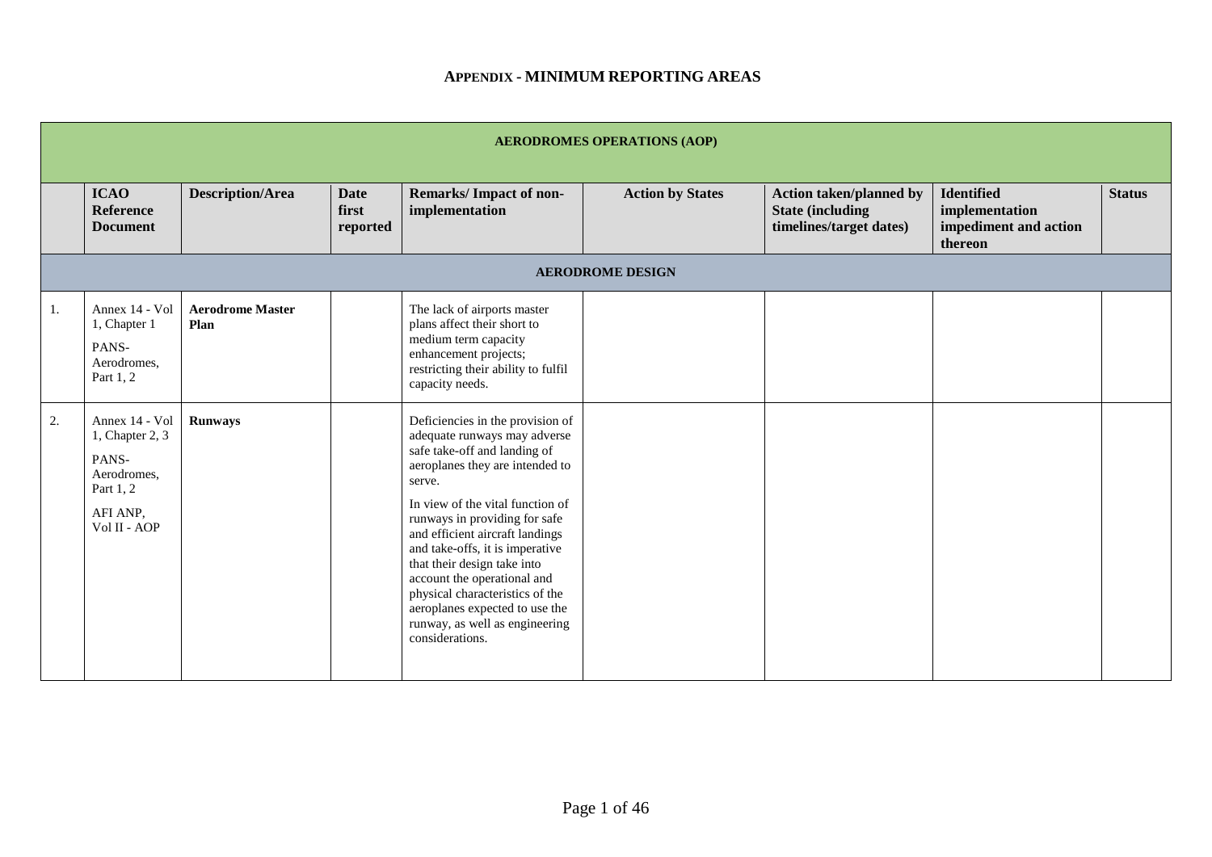## APPENDIX - MINIMUM REPORTING AREAS

| AERODROMES OPERATIONS (AOP) | | | | | | | | |
|---|---|---|---|---|---|---|---|---|
| | **ICAO Reference Document** | **Description/Area** | **Date first reported** | **Remarks/ Impact of non-implementation** | **Action by States** | **Action taken/planned by State (including timelines/target dates)** | **Identified implementation impediment and action thereon** | **Status** |
| **AERODROME DESIGN** | | | | | | | | |
| 1. | Annex 14 - Vol 1, Chapter 1<br><br>PANS-Aerodromes, Part 1, 2 | **Aerodrome Master Plan** | | The lack of airports master plans affect their short to medium term capacity enhancement projects; restricting their ability to fulfil capacity needs. | | | | |
| 2. | Annex 14 - Vol 1, Chapter 2, 3<br><br>PANS-Aerodromes, Part 1, 2<br><br>AFI ANP, Vol II - AOP | **Runways** | | Deficiencies in the provision of adequate runways may adverse safe take-off and landing of aeroplanes they are intended to serve.<br><br>In view of the vital function of runways in providing for safe and efficient aircraft landings and take-offs, it is imperative that their design take into account the operational and physical characteristics of the aeroplanes expected to use the runway, as well as engineering considerations. | | | | |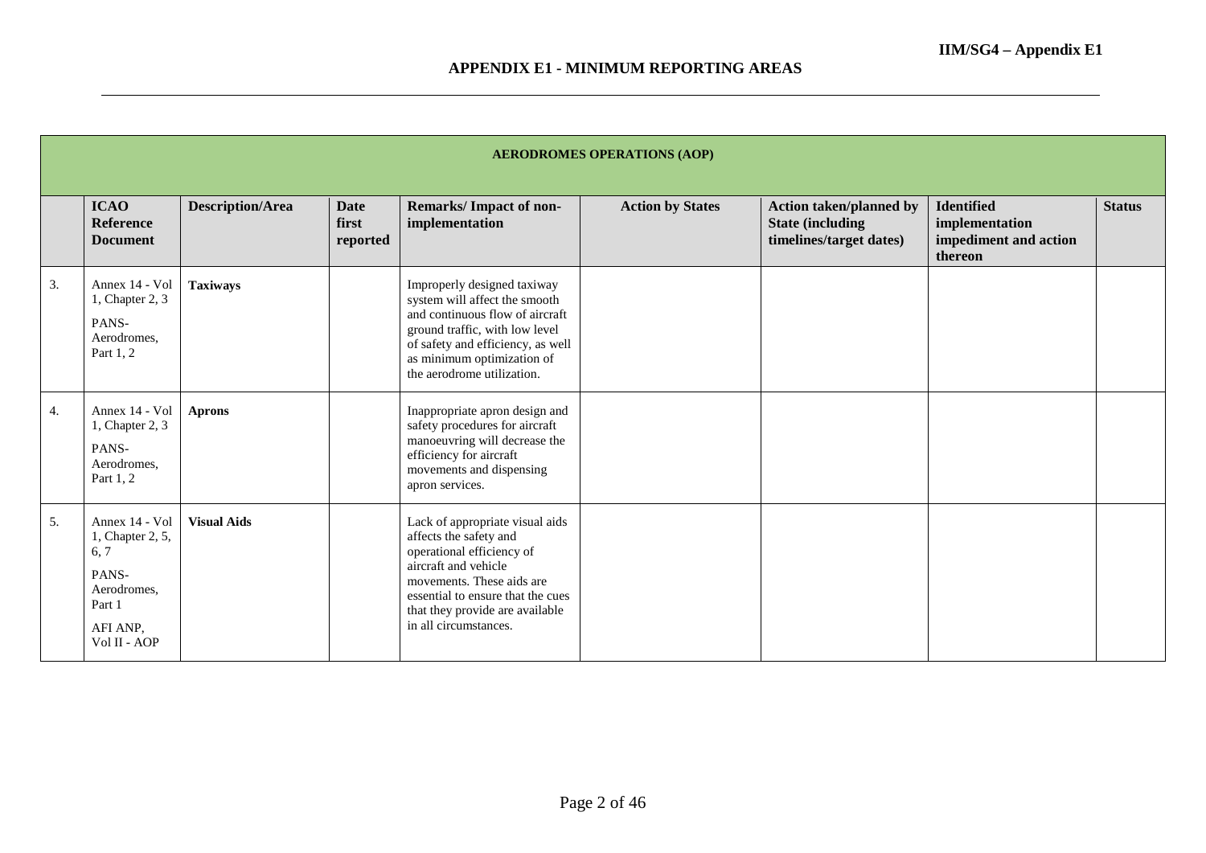## APPENDIX E1 - MINIMUM REPORTING AREAS

| AERODROMES OPERATIONS (AOP) | | | | | | | | |
|---|---|---|---|---|---|---|---|---|
| | **ICAO Reference Document** | **Description/Area** | **Date first reported** | **Remarks/ Impact of non-implementation** | **Action by States** | **Action taken/planned by State (including timelines/target dates)** | **Identified implementation impediment and action thereon** | **Status** |
| 3. | Annex 14 - Vol 1, Chapter 2, 3<br>PANS-Aerodromes, Part 1, 2 | **Taxiways** | | Improperly designed taxiway system will affect the smooth and continuous flow of aircraft ground traffic, with low level of safety and efficiency, as well as minimum optimization of the aerodrome utilization. | | | | |
| 4. | Annex 14 - Vol 1, Chapter 2, 3<br>PANS-Aerodromes, Part 1, 2 | **Aprons** | | Inappropriate apron design and safety procedures for aircraft manoeuvring will decrease the efficiency for aircraft movements and dispensing apron services. | | | | |
| 5. | Annex 14 - Vol 1, Chapter 2, 5, 6, 7<br>PANS-Aerodromes, Part 1<br>AFI ANP, Vol II - AOP | **Visual Aids** | | Lack of appropriate visual aids affects the safety and operational efficiency of aircraft and vehicle movements. These aids are essential to ensure that the cues that they provide are available in all circumstances. | | | | |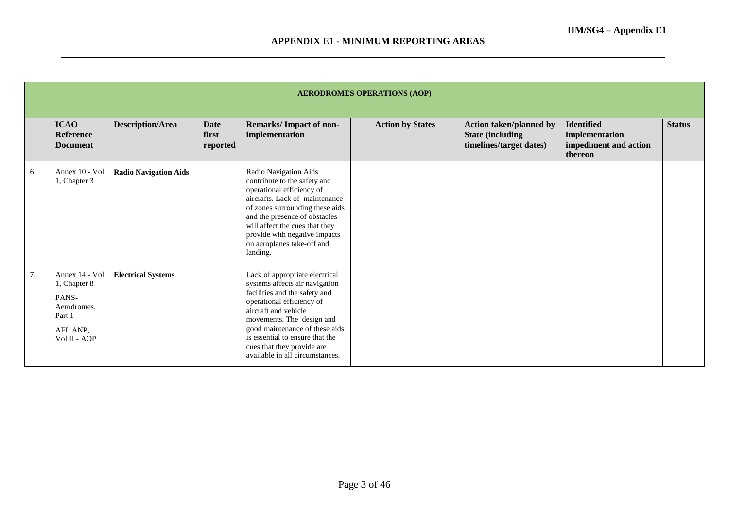## APPENDIX E1 - MINIMUM REPORTING AREAS

| AERODROMES OPERATIONS (AOP) | | | | | | | | |
|---|---|---|---|---|---|---|---|---|
| | **ICAO Reference Document** | **Description/Area** | **Date first reported** | **Remarks/ Impact of non-implementation** | **Action by States** | **Action taken/planned by State (including timelines/target dates)** | **Identified implementation impediment and action thereon** | **Status** |
| 6. | Annex 10 - Vol 1, Chapter 3 | **Radio Navigation Aids** | | Radio Navigation Aids contribute to the safety and operational efficiency of aircrafts. Lack of maintenance of zones surrounding these aids and the presence of obstacles will affect the cues that they provide with negative impacts on aeroplanes take-off and landing. | | | | |
| 7. | Annex 14 - Vol 1, Chapter 8<br><br>PANS-Aerodromes, Part 1<br><br>AFI ANP, Vol II - AOP | **Electrical Systems** | | Lack of appropriate electrical systems affects air navigation facilities and the safety and operational efficiency of aircraft and vehicle movements. The design and good maintenance of these aids is essential to ensure that the cues that they provide are available in all circumstances. | | | | |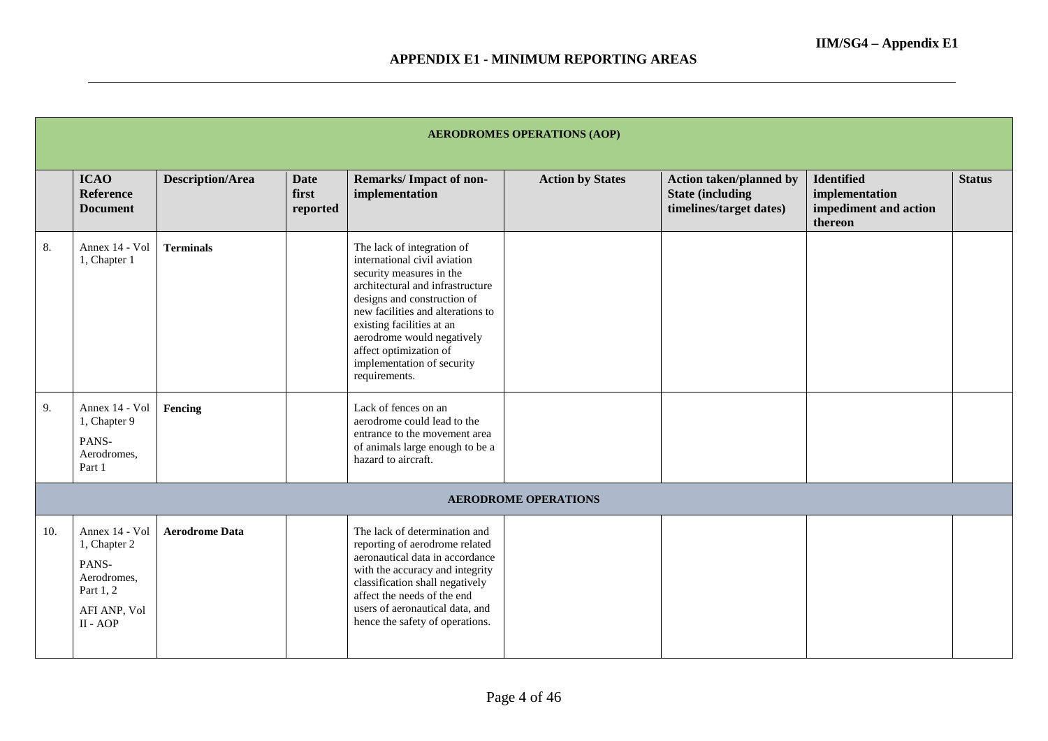## APPENDIX E1 - MINIMUM REPORTING AREAS

| | ICAO Reference Document | Description/Area | Date first reported | Remarks/ Impact of non-implementation | Action by States | Action taken/planned by State (including timelines/target dates) | Identified implementation impediment and action thereon | Status |
|---|---|---|---|---|---|---|---|---|
| **AERODROMES OPERATIONS (AOP)** | | | | | | | | |
| 8. | Annex 14 - Vol 1, Chapter 1 | **Terminals** | | The lack of integration of international civil aviation security measures in the architectural and infrastructure designs and construction of new facilities and alterations to existing facilities at an aerodrome would negatively affect optimization of implementation of security requirements. | | | | |
| 9. | Annex 14 - Vol 1, Chapter 9<br>PANS-Aerodromes, Part 1 | **Fencing** | | Lack of fences on an aerodrome could lead to the entrance to the movement area of animals large enough to be a hazard to aircraft. | | | | |
| **AERODROME OPERATIONS** | | | | | | | | |
| 10. | Annex 14 - Vol 1, Chapter 2<br>PANS-Aerodromes, Part 1, 2<br>AFI ANP, Vol II - AOP | **Aerodrome Data** | | The lack of determination and reporting of aerodrome related aeronautical data in accordance with the accuracy and integrity classification shall negatively affect the needs of the end users of aeronautical data, and hence the safety of operations. | | | | |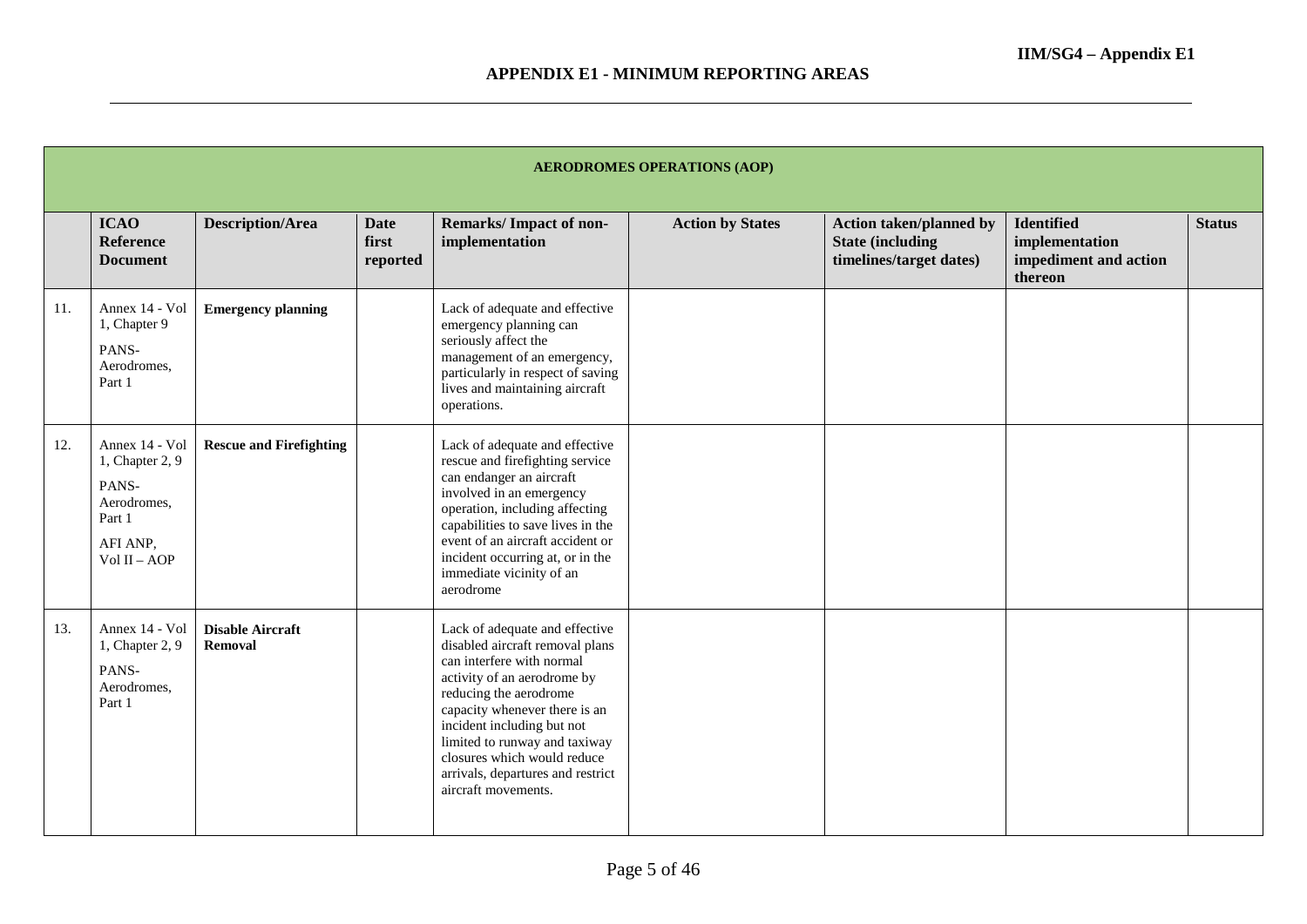## APPENDIX E1 - MINIMUM REPORTING AREAS

| AERODROMES OPERATIONS (AOP) | | | | | | | | | |
|---|---|---|---|---|---|---|---|---|---|
| | **ICAO Reference Document** | **Description/Area** | **Date first reported** | **Remarks/ Impact of non-implementation** | **Action by States** | **Action taken/planned by State (including timelines/target dates)** | **Identified implementation impediment and action thereon** | **Status** |
| 11. | Annex 14 - Vol 1, Chapter 9<br><br>PANS-Aerodromes, Part 1 | **Emergency planning** | | Lack of adequate and effective emergency planning can seriously affect the management of an emergency, particularly in respect of saving lives and maintaining aircraft operations. | | | | |
| 12. | Annex 14 - Vol 1, Chapter 2, 9<br><br>PANS-Aerodromes, Part 1<br><br>AFI ANP, Vol II – AOP | **Rescue and Firefighting** | | Lack of adequate and effective rescue and firefighting service can endanger an aircraft involved in an emergency operation, including affecting capabilities to save lives in the event of an aircraft accident or incident occurring at, or in the immediate vicinity of an aerodrome | | | | |
| 13. | Annex 14 - Vol 1, Chapter 2, 9<br><br>PANS-Aerodromes, Part 1 | **Disable Aircraft Removal** | | Lack of adequate and effective disabled aircraft removal plans can interfere with normal activity of an aerodrome by reducing the aerodrome capacity whenever there is an incident including but not limited to runway and taxiway closures which would reduce arrivals, departures and restrict aircraft movements. | | | | |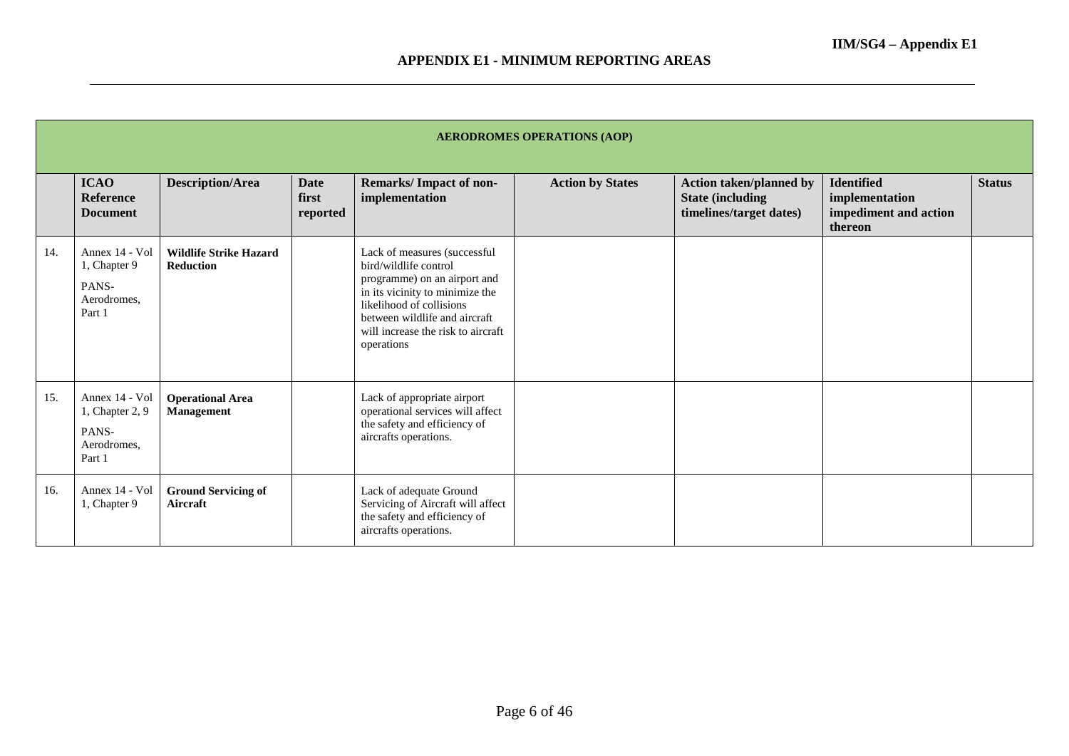## APPENDIX E1 - MINIMUM REPORTING AREAS

| AERODROMES OPERATIONS (AOP) | | | | | | | | |
|---|---|---|---|---|---|---|---|---|
| | **ICAO Reference Document** | **Description/Area** | **Date first reported** | **Remarks/ Impact of non-implementation** | **Action by States** | **Action taken/planned by State (including timelines/target dates)** | **Identified implementation impediment and action thereon** | **Status** |
| 14. | Annex 14 - Vol 1, Chapter 9<br><br>PANS-Aerodromes, Part 1 | **Wildlife Strike Hazard Reduction** | | Lack of measures (successful bird/wildlife control programme) on an airport and in its vicinity to minimize the likelihood of collisions between wildlife and aircraft will increase the risk to aircraft operations | | | | |
| 15. | Annex 14 - Vol 1, Chapter 2, 9<br><br>PANS-Aerodromes, Part 1 | **Operational Area Management** | | Lack of appropriate airport operational services will affect the safety and efficiency of aircrafts operations. | | | | |
| 16. | Annex 14 - Vol 1, Chapter 9 | **Ground Servicing of Aircraft** | | Lack of adequate Ground Servicing of Aircraft will affect the safety and efficiency of aircrafts operations. | | | | |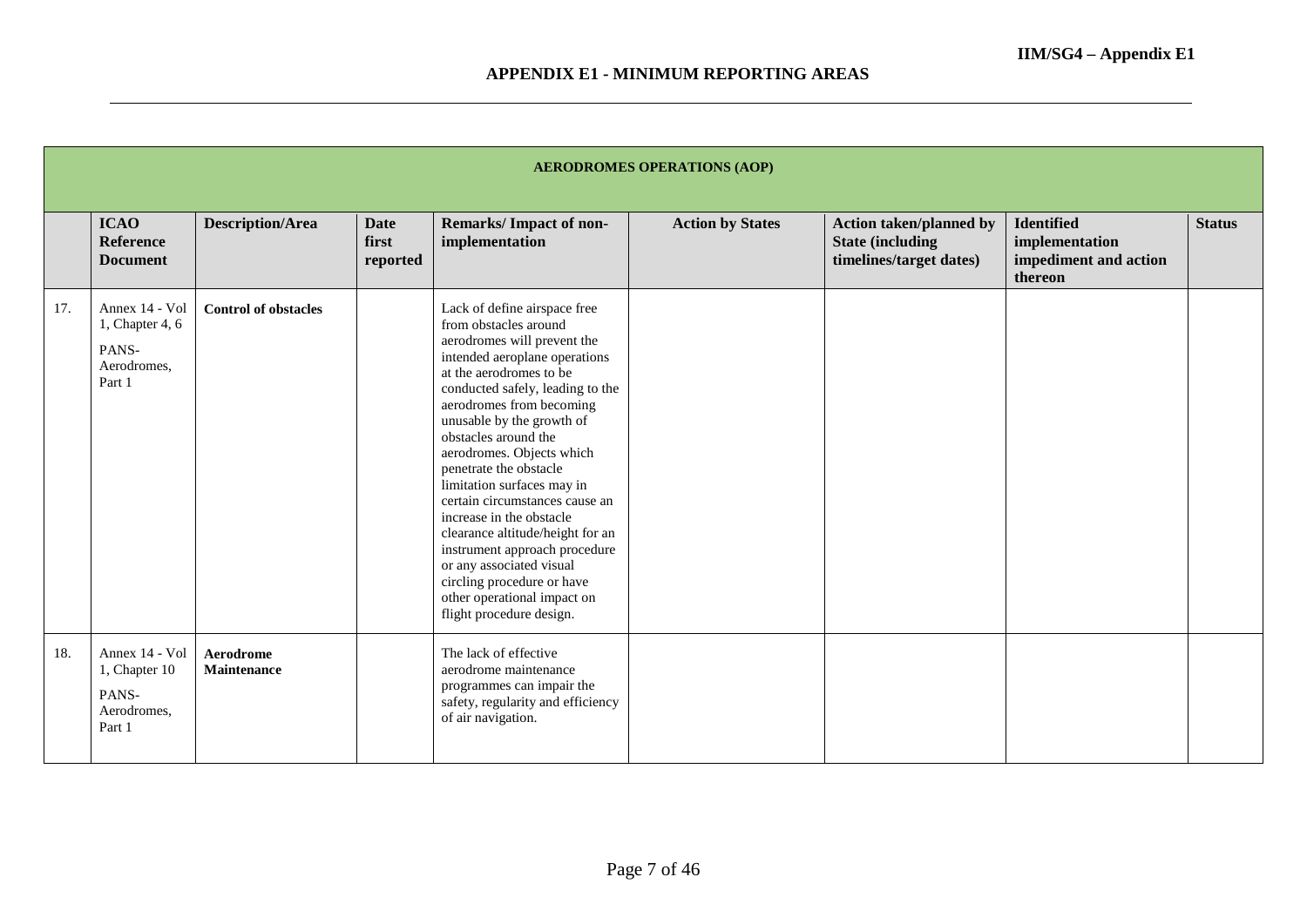## APPENDIX E1 - MINIMUM REPORTING AREAS

| AERODROMES OPERATIONS (AOP) | | | | | | | | |
|---|---|---|---|---|---|---|---|---|
| | **ICAO Reference Document** | **Description/Area** | **Date first reported** | **Remarks/ Impact of non-implementation** | **Action by States** | **Action taken/planned by State (including timelines/target dates)** | **Identified implementation impediment and action thereon** | **Status** |
| 17. | Annex 14 - Vol 1, Chapter 4, 6<br><br>PANS-Aerodromes, Part 1 | **Control of obstacles** | | Lack of define airspace free from obstacles around aerodromes will prevent the intended aeroplane operations at the aerodromes to be conducted safely, leading to the aerodromes from becoming unusable by the growth of obstacles around the aerodromes. Objects which penetrate the obstacle limitation surfaces may in certain circumstances cause an increase in the obstacle clearance altitude/height for an instrument approach procedure or any associated visual circling procedure or have other operational impact on flight procedure design. | | | | |
| 18. | Annex 14 - Vol 1, Chapter 10<br><br>PANS-Aerodromes, Part 1 | **Aerodrome Maintenance** | | The lack of effective aerodrome maintenance programmes can impair the safety, regularity and efficiency of air navigation. | | | | |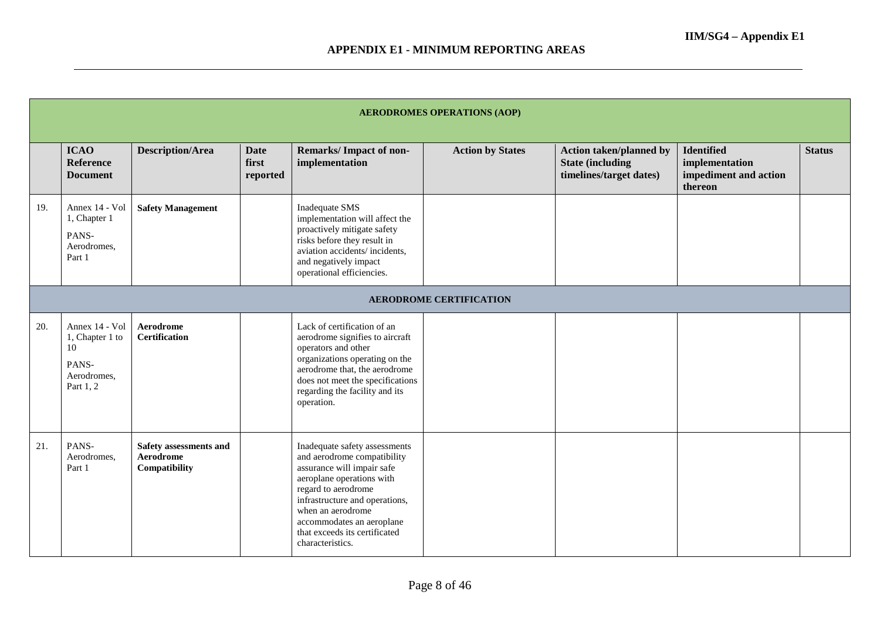## APPENDIX E1 - MINIMUM REPORTING AREAS

| | ICAO Reference Document | Description/Area | Date first reported | Remarks/ Impact of non-implementation | Action by States | Action taken/planned by State (including timelines/target dates) | Identified implementation impediment and action thereon | Status |
|---|---|---|---|---|---|---|---|---|
| **AERODROMES OPERATIONS (AOP)** | | | | | | | | |
| 19. | Annex 14 - Vol 1, Chapter 1<br>PANS-Aerodromes, Part 1 | **Safety Management** | | Inadequate SMS implementation will affect the proactively mitigate safety risks before they result in aviation accidents/ incidents, and negatively impact operational efficiencies. | | | | |
| **AERODROME CERTIFICATION** | | | | | | | | |
| 20. | Annex 14 - Vol 1, Chapter 1 to 10<br>PANS-Aerodromes, Part 1, 2 | **Aerodrome Certification** | | Lack of certification of an aerodrome signifies to aircraft operators and other organizations operating on the aerodrome that, the aerodrome does not meet the specifications regarding the facility and its operation. | | | | |
| 21. | PANS-Aerodromes, Part 1 | **Safety assessments and Aerodrome Compatibility** | | Inadequate safety assessments and aerodrome compatibility assurance will impair safe aeroplane operations with regard to aerodrome infrastructure and operations, when an aerodrome accommodates an aeroplane that exceeds its certificated characteristics. | | | | |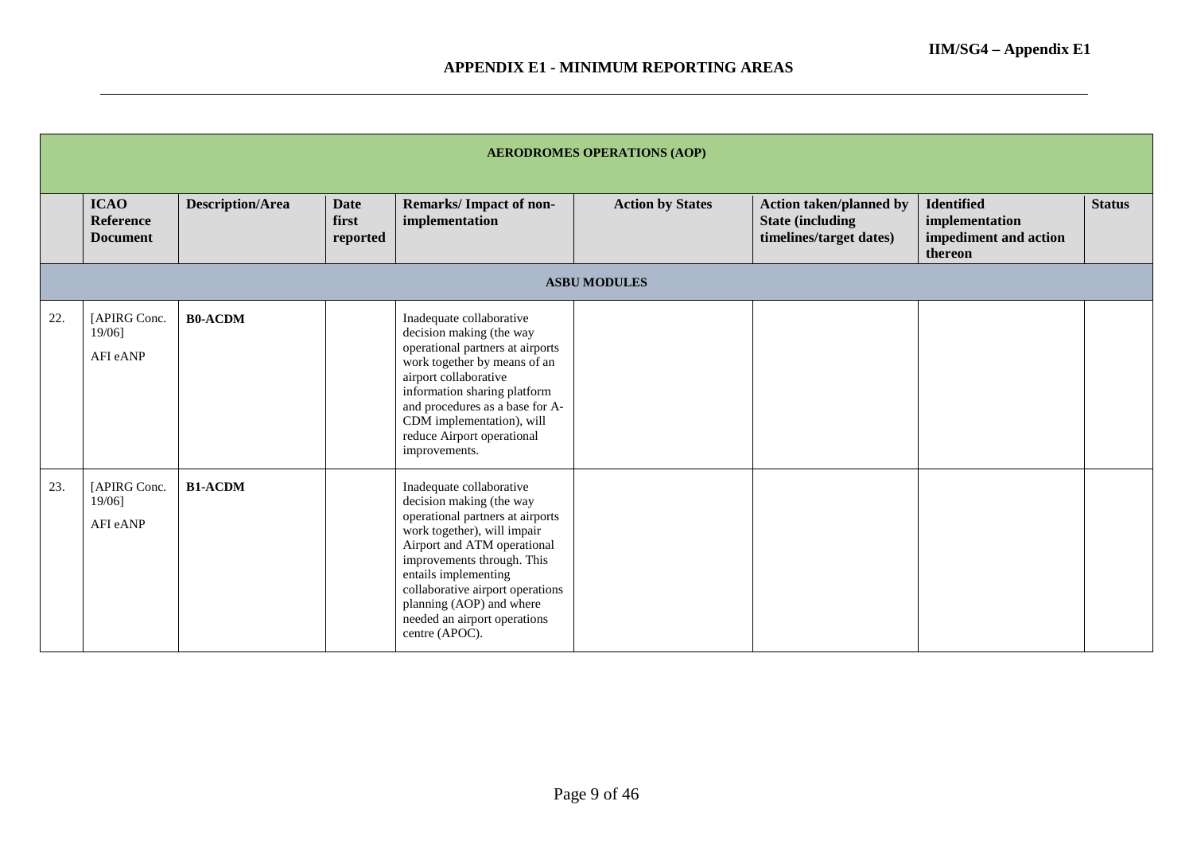## APPENDIX E1 - MINIMUM REPORTING AREAS

| AERODROMES OPERATIONS (AOP) | | | | | | | | |
|---|---|---|---|---|---|---|---|---|
| | **ICAO Reference Document** | **Description/Area** | **Date first reported** | **Remarks/ Impact of non-implementation** | **Action by States** | **Action taken/planned by State (including timelines/target dates)** | **Identified implementation impediment and action thereon** | **Status** |
| **ASBU MODULES** | | | | | | | | |
| 22. | [APIRG Conc. 19/06] AFI eANP | **B0-ACDM** | | Inadequate collaborative decision making (the way operational partners at airports work together by means of an airport collaborative information sharing platform and procedures as a base for A-CDM implementation), will reduce Airport operational improvements. | | | | |
| 23. | [APIRG Conc. 19/06] AFI eANP | **B1-ACDM** | | Inadequate collaborative decision making (the way operational partners at airports work together), will impair Airport and ATM operational improvements through. This entails implementing collaborative airport operations planning (AOP) and where needed an airport operations centre (APOC). | | | | |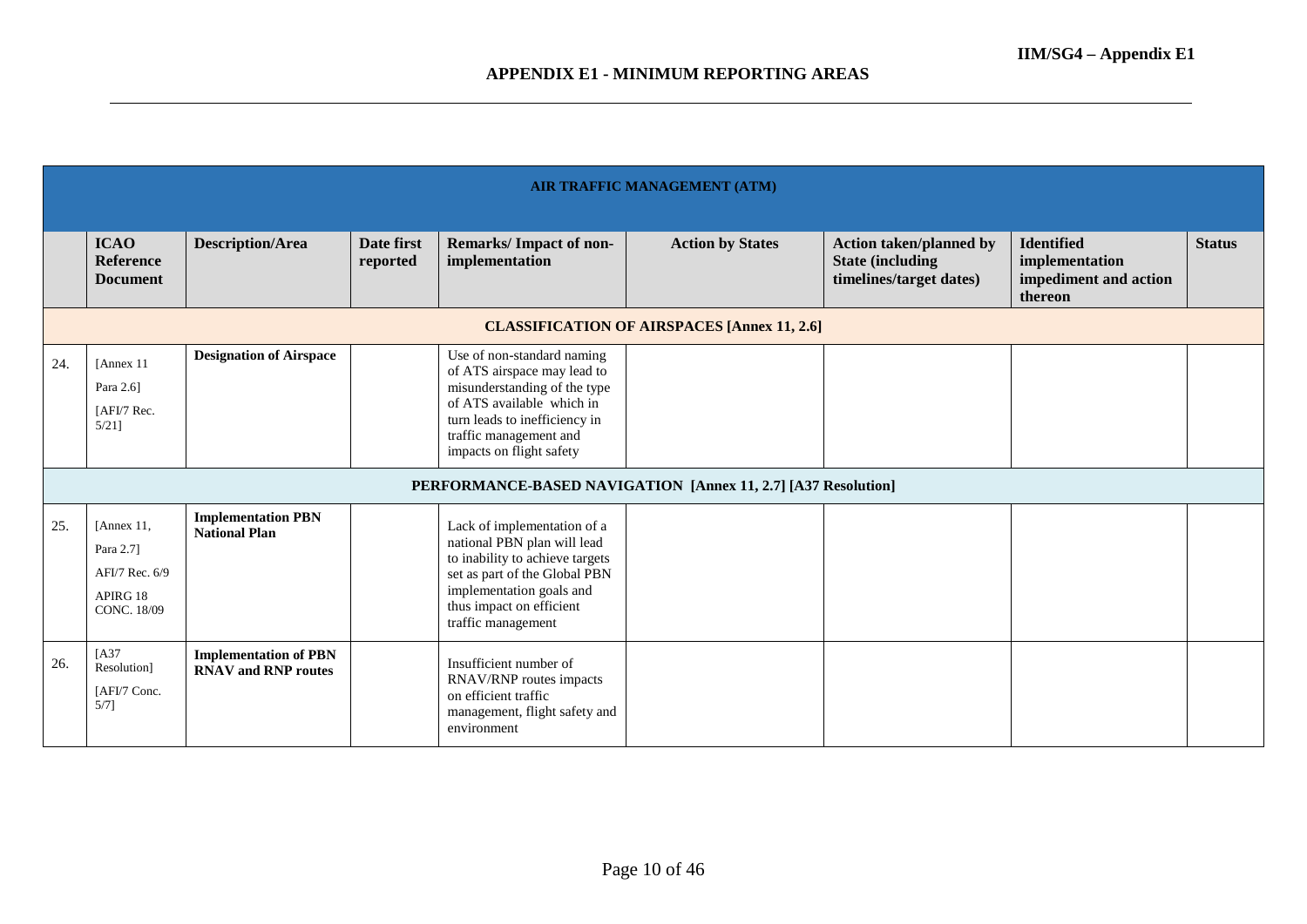## APPENDIX E1 - MINIMUM REPORTING AREAS

| | AIR TRAFFIC MANAGEMENT (ATM) | | | | | | | |
|---|---|---|---|---|---|---|---|---|
| | **ICAO Reference Document** | **Description/Area** | **Date first reported** | **Remarks/ Impact of non-implementation** | **Action by States** | **Action taken/planned by State (including timelines/target dates)** | **Identified implementation impediment and action thereon** | **Status** |
| | **CLASSIFICATION OF AIRSPACES [Annex 11, 2.6]** | | | | | | | |
| 24. | [Annex 11 Para 2.6] [AFI/7 Rec. 5/21] | **Designation of Airspace** | | Use of non-standard naming of ATS airspace may lead to misunderstanding of the type of ATS available which in turn leads to inefficiency in traffic management and impacts on flight safety | | | | |
| | **PERFORMANCE-BASED NAVIGATION [Annex 11, 2.7] [A37 Resolution]** | | | | | | | |
| 25. | [Annex 11, Para 2.7] AFI/7 Rec. 6/9 APIRG 18 CONC. 18/09 | **Implementation PBN National Plan** | | Lack of implementation of a national PBN plan will lead to inability to achieve targets set as part of the Global PBN implementation goals and thus impact on efficient traffic management | | | | |
| 26. | [A37 Resolution] [AFI/7 Conc. 5/7] | **Implementation of PBN RNAV and RNP routes** | | Insufficient number of RNAV/RNP routes impacts on efficient traffic management, flight safety and environment | | | | |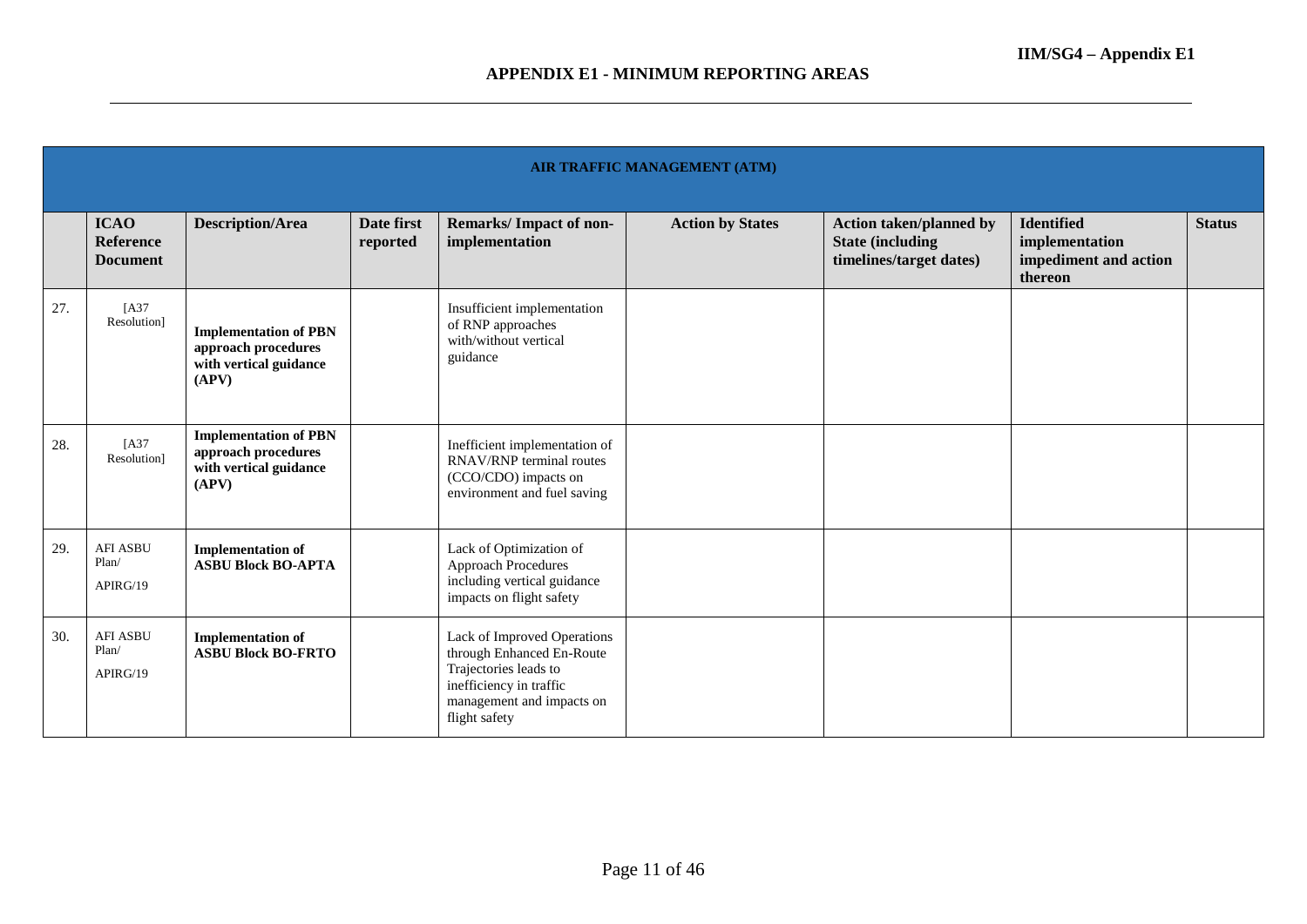## APPENDIX E1 - MINIMUM REPORTING AREAS

| AIR TRAFFIC MANAGEMENT (ATM) | | | | | | | | |
|---|---|---|---|---|---|---|---|---|
| | **ICAO Reference Document** | **Description/Area** | **Date first reported** | **Remarks/ Impact of non-implementation** | **Action by States** | **Action taken/planned by State (including timelines/target dates)** | **Identified implementation impediment and action thereon** | **Status** |
| 27. | [A37 Resolution] | **Implementation of PBN approach procedures with vertical guidance (APV)** | | Insufficient implementation of RNP approaches with/without vertical guidance | | | | |
| 28. | [A37 Resolution] | **Implementation of PBN approach procedures with vertical guidance (APV)** | | Inefficient implementation of RNAV/RNP terminal routes (CCO/CDO) impacts on environment and fuel saving | | | | |
| 29. | AFI ASBU Plan/ APIRG/19 | **Implementation of ASBU Block BO-APTA** | | Lack of Optimization of Approach Procedures including vertical guidance impacts on flight safety | | | | |
| 30. | AFI ASBU Plan/ APIRG/19 | **Implementation of ASBU Block BO-FRTO** | | Lack of Improved Operations through Enhanced En-Route Trajectories leads to inefficiency in traffic management and impacts on flight safety | | | | |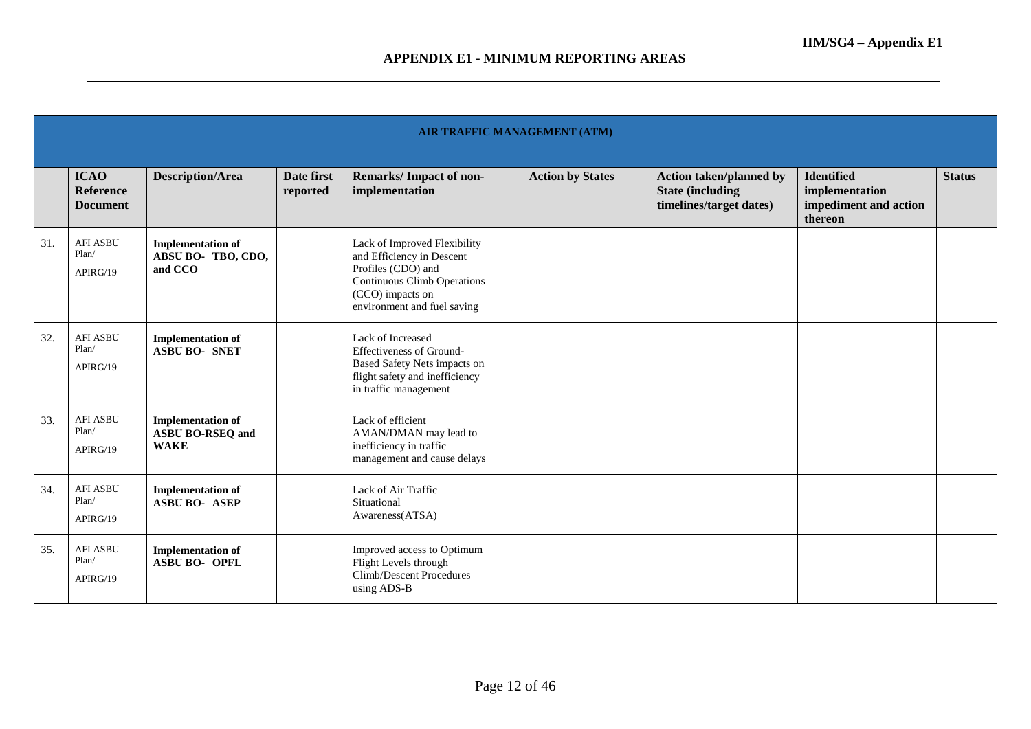## APPENDIX E1 - MINIMUM REPORTING AREAS

| AIR TRAFFIC MANAGEMENT (ATM) | | | | | | | | |
|---|---|---|---|---|---|---|---|---|
| | **ICAO Reference Document** | **Description/Area** | **Date first reported** | **Remarks/ Impact of non-implementation** | **Action by States** | **Action taken/planned by State (including timelines/target dates)** | **Identified implementation impediment and action thereon** | **Status** |
| 31. | AFI ASBU Plan/ APIRG/19 | **Implementation of ABSU BO- TBO, CDO, and CCO** | | Lack of Improved Flexibility and Efficiency in Descent Profiles (CDO) and Continuous Climb Operations (CCO) impacts on environment and fuel saving | | | | |
| 32. | AFI ASBU Plan/ APIRG/19 | **Implementation of ASBU BO- SNET** | | Lack of Increased Effectiveness of Ground-Based Safety Nets impacts on flight safety and inefficiency in traffic management | | | | |
| 33. | AFI ASBU Plan/ APIRG/19 | **Implementation of ASBU BO-RSEQ and WAKE** | | Lack of efficient AMAN/DMAN may lead to inefficiency in traffic management and cause delays | | | | |
| 34. | AFI ASBU Plan/ APIRG/19 | **Implementation of ASBU BO- ASEP** | | Lack of Air Traffic Situational Awareness(ATSA) | | | | |
| 35. | AFI ASBU Plan/ APIRG/19 | **Implementation of ASBU BO- OPFL** | | Improved access to Optimum Flight Levels through Climb/Descent Procedures using ADS-B | | | | |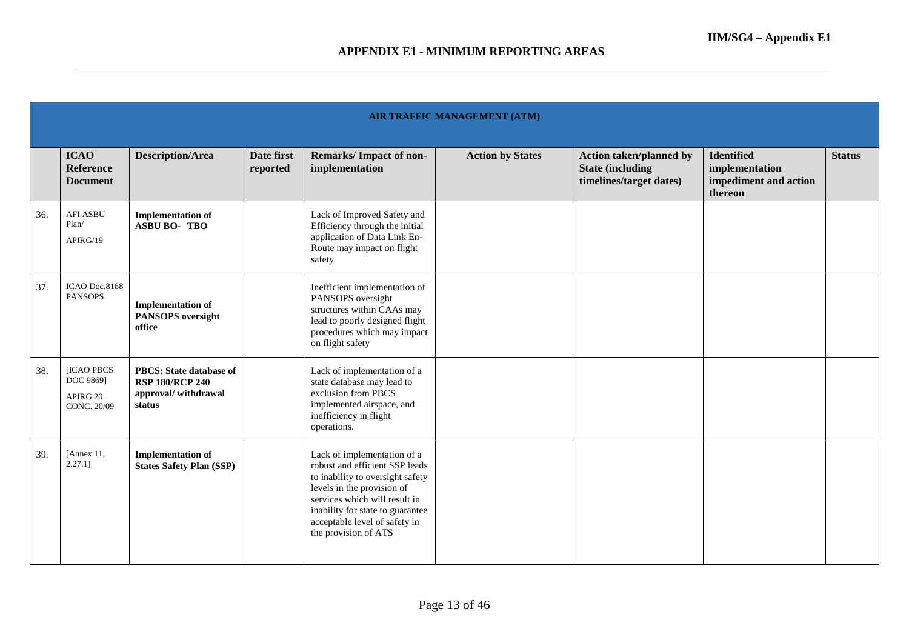## APPENDIX E1 - MINIMUM REPORTING AREAS

| AIR TRAFFIC MANAGEMENT (ATM) | | | | | | | | |
|---|---|---|---|---|---|---|---|---|
| | **ICAO Reference Document** | **Description/Area** | **Date first reported** | **Remarks/ Impact of non-implementation** | **Action by States** | **Action taken/planned by State (including timelines/target dates)** | **Identified implementation impediment and action thereon** | **Status** |
| 36. | AFI ASBU Plan/ APIRG/19 | **Implementation of ASBU BO- TBO** | | Lack of Improved Safety and Efficiency through the initial application of Data Link En-Route may impact on flight safety | | | | |
| 37. | ICAO Doc.8168 PANSOPS | **Implementation of PANSOPS oversight office** | | Inefficient implementation of PANSOPS oversight structures within CAAs may lead to poorly designed flight procedures which may impact on flight safety | | | | |
| 38. | [ICAO PBCS DOC 9869] APIRG 20 CONC. 20/09 | **PBCS: State database of RSP 180/RCP 240 approval/ withdrawal status** | | Lack of implementation of a state database may lead to exclusion from PBCS implemented airspace, and inefficiency in flight operations. | | | | |
| 39. | [Annex 11, 2.27.1] | **Implementation of States Safety Plan (SSP)** | | Lack of implementation of a robust and efficient SSP leads to inability to oversight safety levels in the provision of services which will result in inability for state to guarantee acceptable level of safety in the provision of ATS | | | | |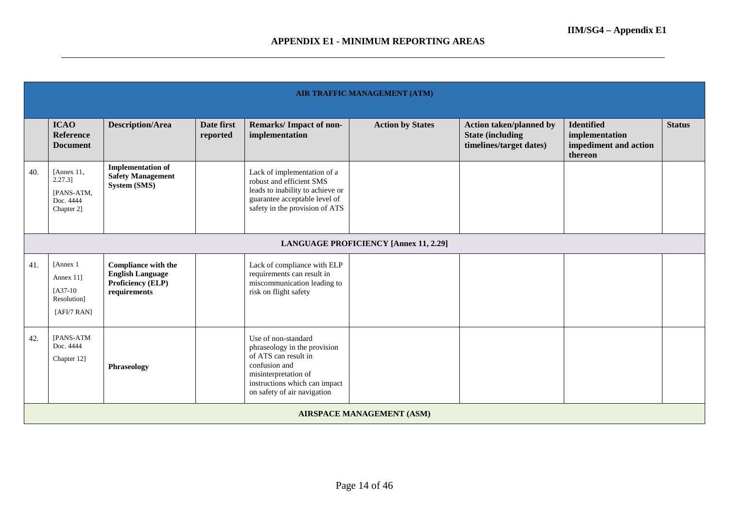## APPENDIX E1 - MINIMUM REPORTING AREAS

| | ICAO Reference Document | Description/Area | Date first reported | Remarks/ Impact of non-implementation | Action by States | Action taken/planned by State (including timelines/target dates) | Identified implementation impediment and action thereon | Status |
|---|---|---|---|---|---|---|---|---|
| **AIR TRAFFIC MANAGEMENT (ATM)** | | | | | | | | |
| 40. | [Annex 11, 2.27.3] [PANS-ATM, Doc. 4444 Chapter 2] | **Implementation of Safety Management System (SMS)** | | Lack of implementation of a robust and efficient SMS leads to inability to achieve or guarantee acceptable level of safety in the provision of ATS | | | | |
| **LANGUAGE PROFICIENCY [Annex 11, 2.29]** | | | | | | | | |
| 41. | [Annex 1 Annex 11] [A37-10 Resolution] [AFI/7 RAN] | **Compliance with the English Language Proficiency (ELP) requirements** | | Lack of compliance with ELP requirements can result in miscommunication leading to risk on flight safety | | | | |
| 42. | [PANS-ATM Doc. 4444 Chapter 12] | **Phraseology** | | Use of non-standard phraseology in the provision of ATS can result in confusion and misinterpretation of instructions which can impact on safety of air navigation | | | | |
| **AIRSPACE MANAGEMENT (ASM)** | | | | | | | | |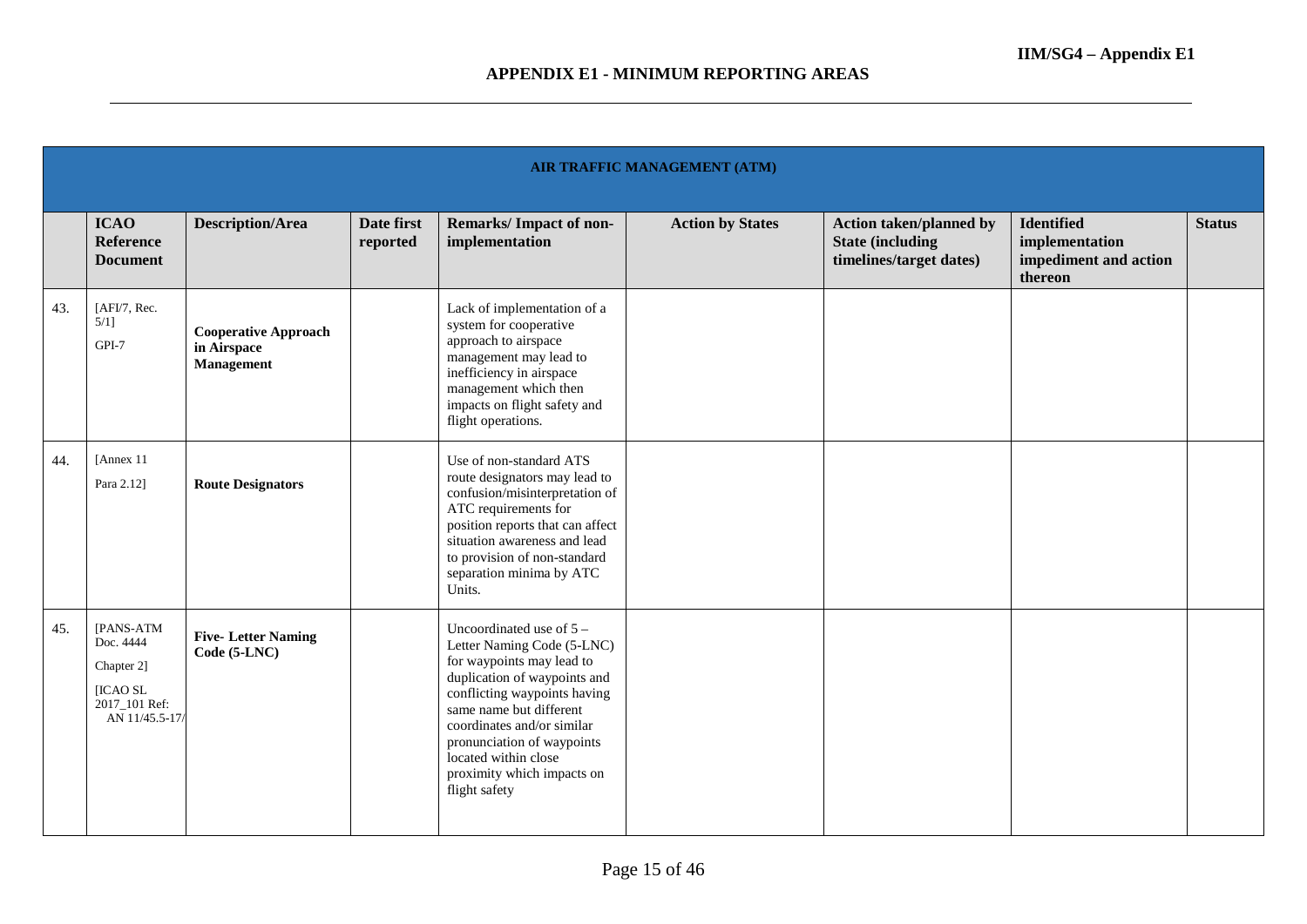## APPENDIX E1 - MINIMUM REPORTING AREAS

| AIR TRAFFIC MANAGEMENT (ATM) | | | | | | | | |
|---|---|---|---|---|---|---|---|---|
| | **ICAO Reference Document** | **Description/Area** | **Date first reported** | **Remarks/ Impact of non-implementation** | **Action by States** | **Action taken/planned by State (including timelines/target dates)** | **Identified implementation impediment and action thereon** | **Status** |
| 43. | [AFI/7, Rec. 5/1] GPI-7 | **Cooperative Approach in Airspace Management** | | Lack of implementation of a system for cooperative approach to airspace management may lead to inefficiency in airspace management which then impacts on flight safety and flight operations. | | | | |
| 44. | [Annex 11 Para 2.12] | **Route Designators** | | Use of non-standard ATS route designators may lead to confusion/misinterpretation of ATC requirements for position reports that can affect situation awareness and lead to provision of non-standard separation minima by ATC Units. | | | | |
| 45. | [PANS-ATM Doc. 4444 Chapter 2] [ICAO SL 2017_101 Ref: AN 11/45.5-17/ | **Five- Letter Naming Code (5-LNC)** | | Uncoordinated use of 5 – Letter Naming Code (5-LNC) for waypoints may lead to duplication of waypoints and conflicting waypoints having same name but different coordinates and/or similar pronunciation of waypoints located within close proximity which impacts on flight safety | | | | |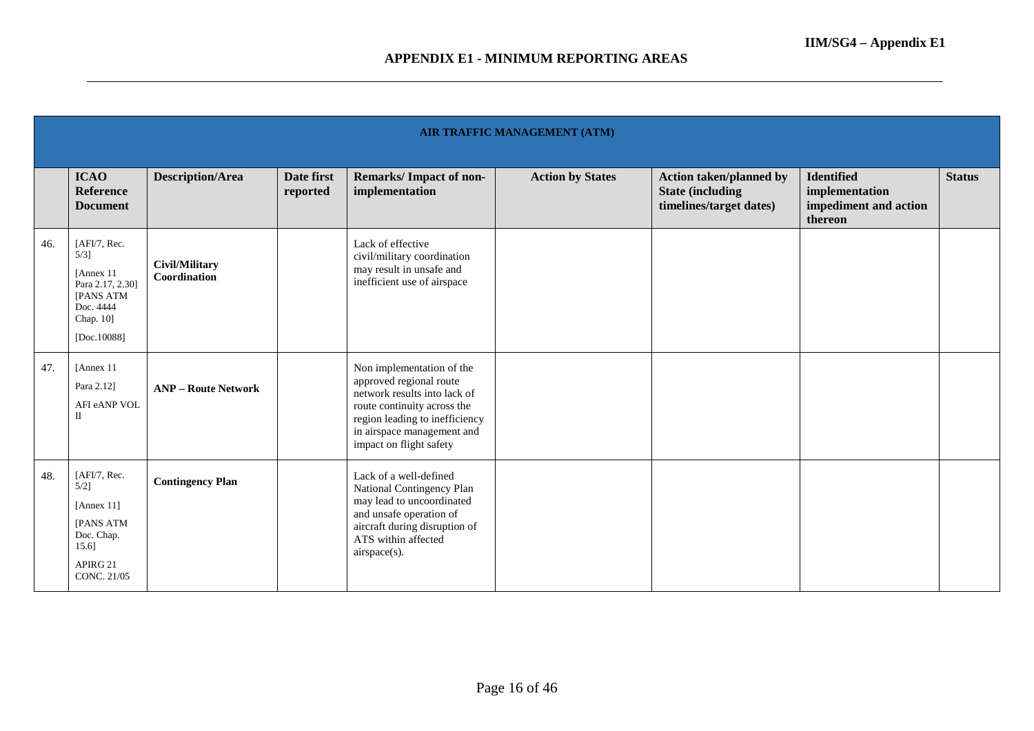## APPENDIX E1 - MINIMUM REPORTING AREAS

| AIR TRAFFIC MANAGEMENT (ATM) | | | | | | | | |
|---|---|---|---|---|---|---|---|---|
| | **ICAO Reference Document** | **Description/Area** | **Date first reported** | **Remarks/ Impact of non-implementation** | **Action by States** | **Action taken/planned by State (including timelines/target dates)** | **Identified implementation impediment and action thereon** | **Status** |
| 46. | [AFI/7, Rec. 5/3] [Annex 11 Para 2.17, 2.30] [PANS ATM Doc. 4444 Chap. 10] [Doc.10088] | **Civil/Military Coordination** | | Lack of effective civil/military coordination may result in unsafe and inefficient use of airspace | | | | |
| 47. | [Annex 11 Para 2.12] AFI eANP VOL II | **ANP – Route Network** | | Non implementation of the approved regional route network results into lack of route continuity across the region leading to inefficiency in airspace management and impact on flight safety | | | | |
| 48. | [AFI/7, Rec. 5/2] [Annex 11] [PANS ATM Doc. Chap. 15.6] APIRG 21 CONC. 21/05 | **Contingency Plan** | | Lack of a well-defined National Contingency Plan may lead to uncoordinated and unsafe operation of aircraft during disruption of ATS within affected airspace(s). | | | | |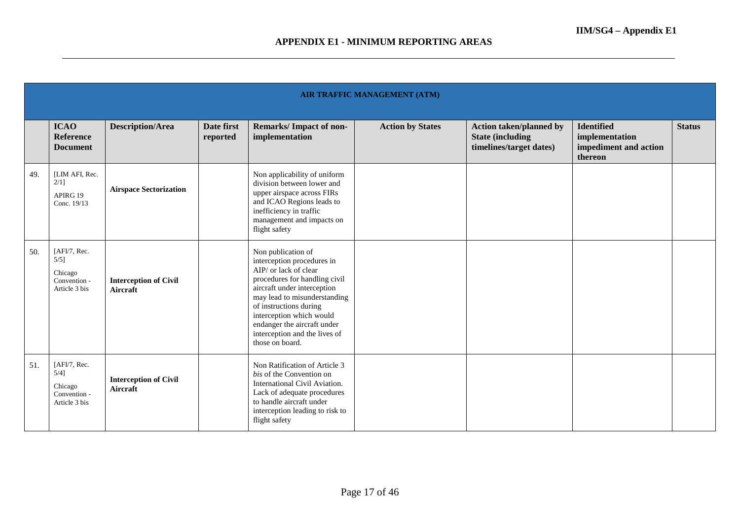## APPENDIX E1 - MINIMUM REPORTING AREAS

| AIR TRAFFIC MANAGEMENT (ATM) | | | | | | | | |
|---|---|---|---|---|---|---|---|---|
| | **ICAO Reference Document** | **Description/Area** | **Date first reported** | **Remarks/ Impact of non-implementation** | **Action by States** | **Action taken/planned by State (including timelines/target dates)** | **Identified implementation impediment and action thereon** | **Status** |
| 49. | [LIM AFI, Rec. 2/1] APIRG 19 Conc. 19/13 | **Airspace Sectorization** | | Non applicability of uniform division between lower and upper airspace across FIRs and ICAO Regions leads to inefficiency in traffic management and impacts on flight safety | | | | |
| 50. | [AFI/7, Rec. 5/5] Chicago Convention - Article 3 bis | **Interception of Civil Aircraft** | | Non publication of interception procedures in AIP/ or lack of clear procedures for handling civil aircraft under interception may lead to misunderstanding of instructions during interception which would endanger the aircraft under interception and the lives of those on board. | | | | |
| 51. | [AFI/7, Rec. 5/4] Chicago Convention - Article 3 bis | **Interception of Civil Aircraft** | | Non Ratification of Article 3 *bis* of the Convention on International Civil Aviation. Lack of adequate procedures to handle aircraft under interception leading to risk to flight safety | | | | |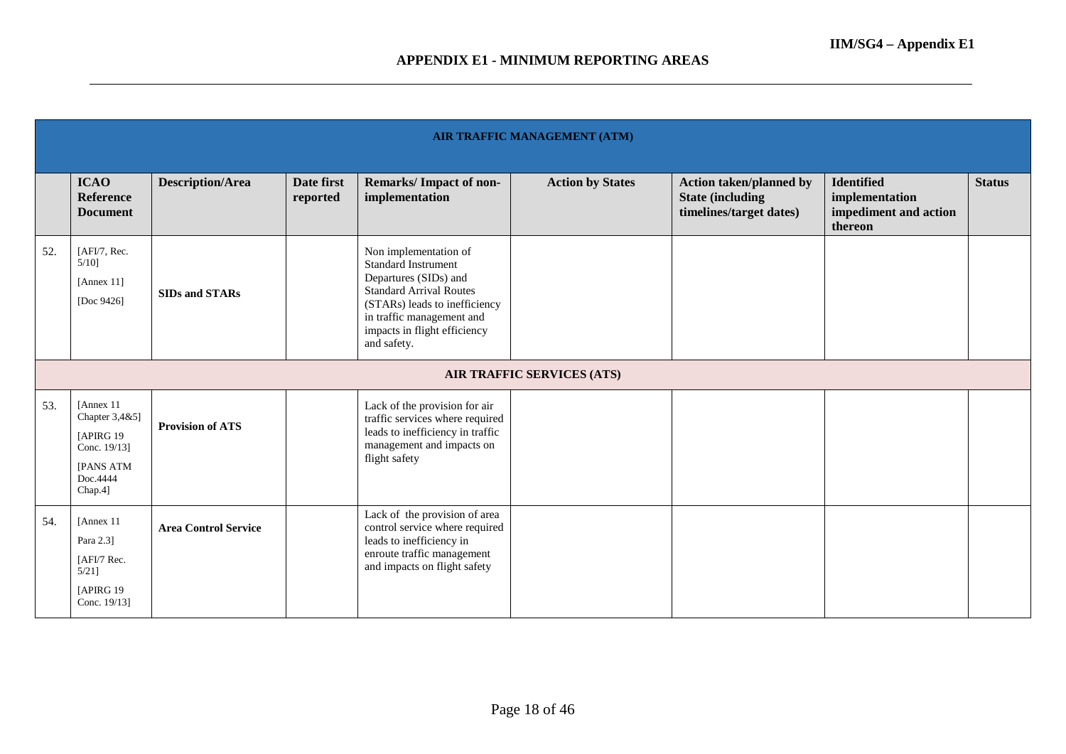## APPENDIX E1 - MINIMUM REPORTING AREAS

| | ICAO Reference Document | Description/Area | Date first reported | Remarks/ Impact of non-implementation | Action by States | Action taken/planned by State (including timelines/target dates) | Identified implementation impediment and action thereon | Status |
|---|---|---|---|---|---|---|---|---|
| **AIR TRAFFIC MANAGEMENT (ATM)** | | | | | | | | |
| 52. | [AFI/7, Rec. 5/10] [Annex 11] [Doc 9426] | **SIDs and STARs** | | Non implementation of Standard Instrument Departures (SIDs) and Standard Arrival Routes (STARs) leads to inefficiency in traffic management and impacts in flight efficiency and safety. | | | | |
| **AIR TRAFFIC SERVICES (ATS)** | | | | | | | | |
| 53. | [Annex 11 Chapter 3,4&5] [APIRG 19 Conc. 19/13] [PANS ATM Doc.4444 Chap.4] | **Provision of ATS** | | Lack of the provision for air traffic services where required leads to inefficiency in traffic management and impacts on flight safety | | | | |
| 54. | [Annex 11 Para 2.3] [AFI/7 Rec. 5/21] [APIRG 19 Conc. 19/13] | **Area Control Service** | | Lack of the provision of area control service where required leads to inefficiency in enroute traffic management and impacts on flight safety | | | | |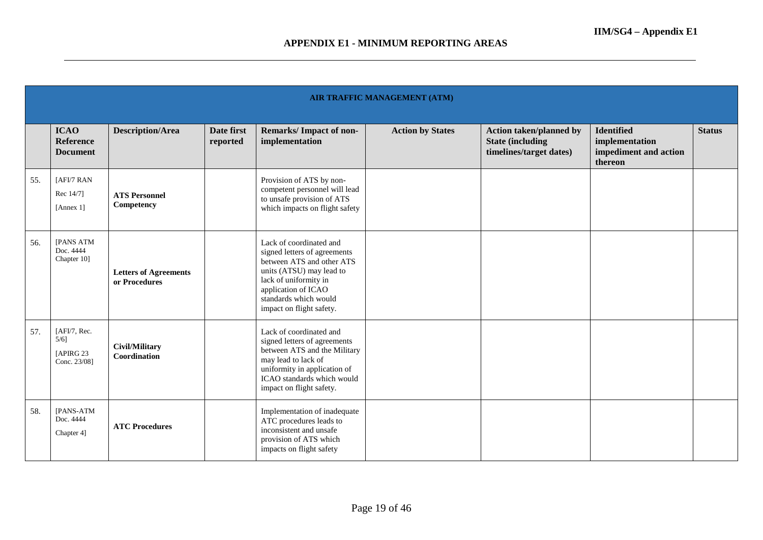## APPENDIX E1 - MINIMUM REPORTING AREAS

| AIR TRAFFIC MANAGEMENT (ATM) | | | | | | | | |
|---|---|---|---|---|---|---|---|---|
| | **ICAO Reference Document** | **Description/Area** | **Date first reported** | **Remarks/ Impact of non-implementation** | **Action by States** | **Action taken/planned by State (including timelines/target dates)** | **Identified implementation impediment and action thereon** | **Status** |
| 55. | [AFI/7 RAN Rec 14/7] [Annex 1] | **ATS Personnel Competency** | | Provision of ATS by non-competent personnel will lead to unsafe provision of ATS which impacts on flight safety | | | | |
| 56. | [PANS ATM Doc. 4444 Chapter 10] | **Letters of Agreements or Procedures** | | Lack of coordinated and signed letters of agreements between ATS and other ATS units (ATSU) may lead to lack of uniformity in application of ICAO standards which would impact on flight safety. | | | | |
| 57. | [AFI/7, Rec. 5/6] [APIRG 23 Conc. 23/08] | **Civil/Military Coordination** | | Lack of coordinated and signed letters of agreements between ATS and the Military may lead to lack of uniformity in application of ICAO standards which would impact on flight safety. | | | | |
| 58. | [PANS-ATM Doc. 4444 Chapter 4] | **ATC Procedures** | | Implementation of inadequate ATC procedures leads to inconsistent and unsafe provision of ATS which impacts on flight safety | | | | |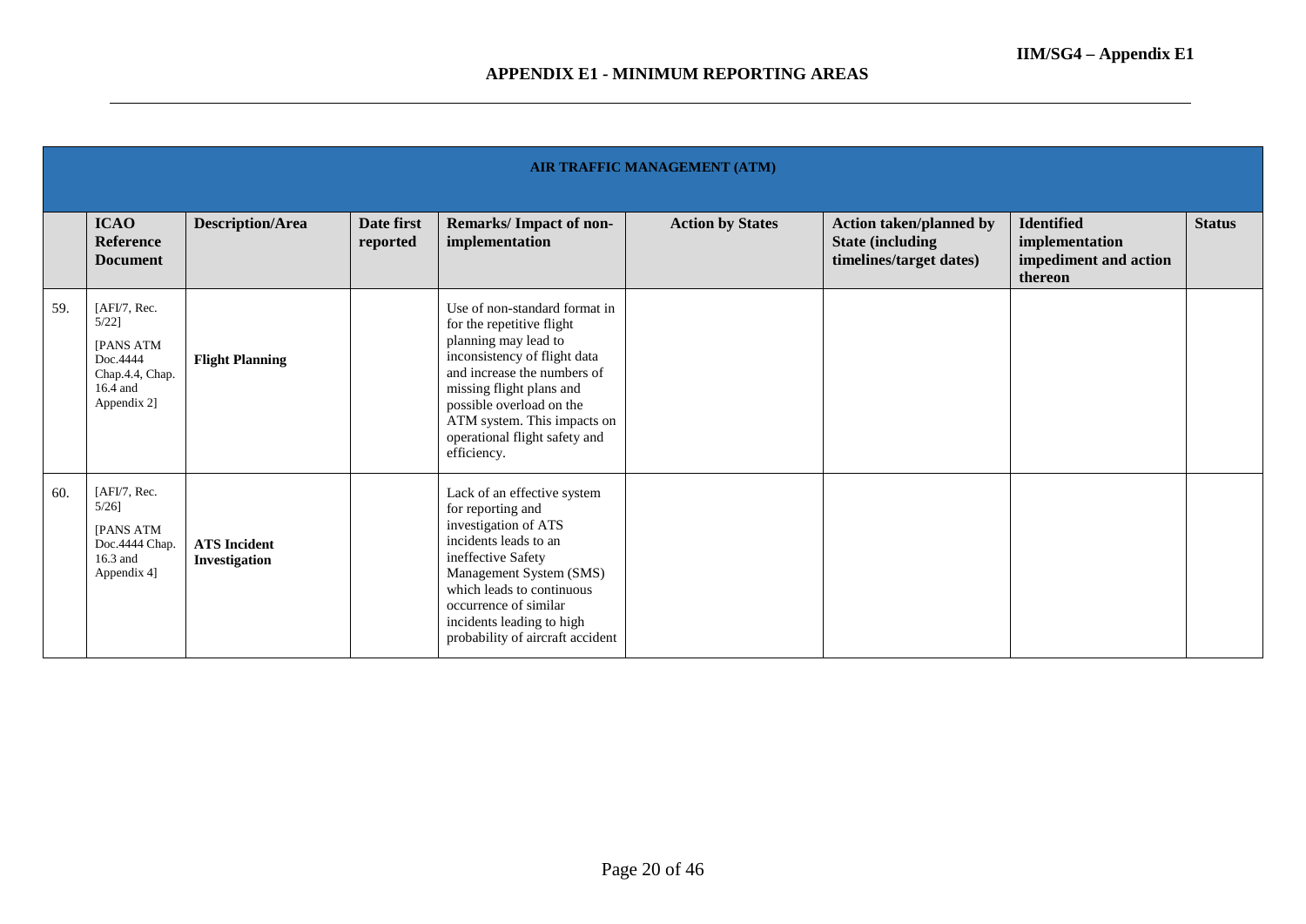## APPENDIX E1 - MINIMUM REPORTING AREAS

| AIR TRAFFIC MANAGEMENT (ATM) | | | | | | | | |
|---|---|---|---|---|---|---|---|---|
| | **ICAO Reference Document** | **Description/Area** | **Date first reported** | **Remarks/ Impact of non-implementation** | **Action by States** | **Action taken/planned by State (including timelines/target dates)** | **Identified implementation impediment and action thereon** | **Status** |
| 59. | [AFI/7, Rec. 5/22] [PANS ATM Doc.4444 Chap.4.4, Chap. 16.4 and Appendix 2] | **Flight Planning** | | Use of non-standard format in for the repetitive flight planning may lead to inconsistency of flight data and increase the numbers of missing flight plans and possible overload on the ATM system. This impacts on operational flight safety and efficiency. | | | | |
| 60. | [AFI/7, Rec. 5/26] [PANS ATM Doc.4444 Chap. 16.3 and Appendix 4] | **ATS Incident Investigation** | | Lack of an effective system for reporting and investigation of ATS incidents leads to an ineffective Safety Management System (SMS) which leads to continuous occurrence of similar incidents leading to high probability of aircraft accident | | | | |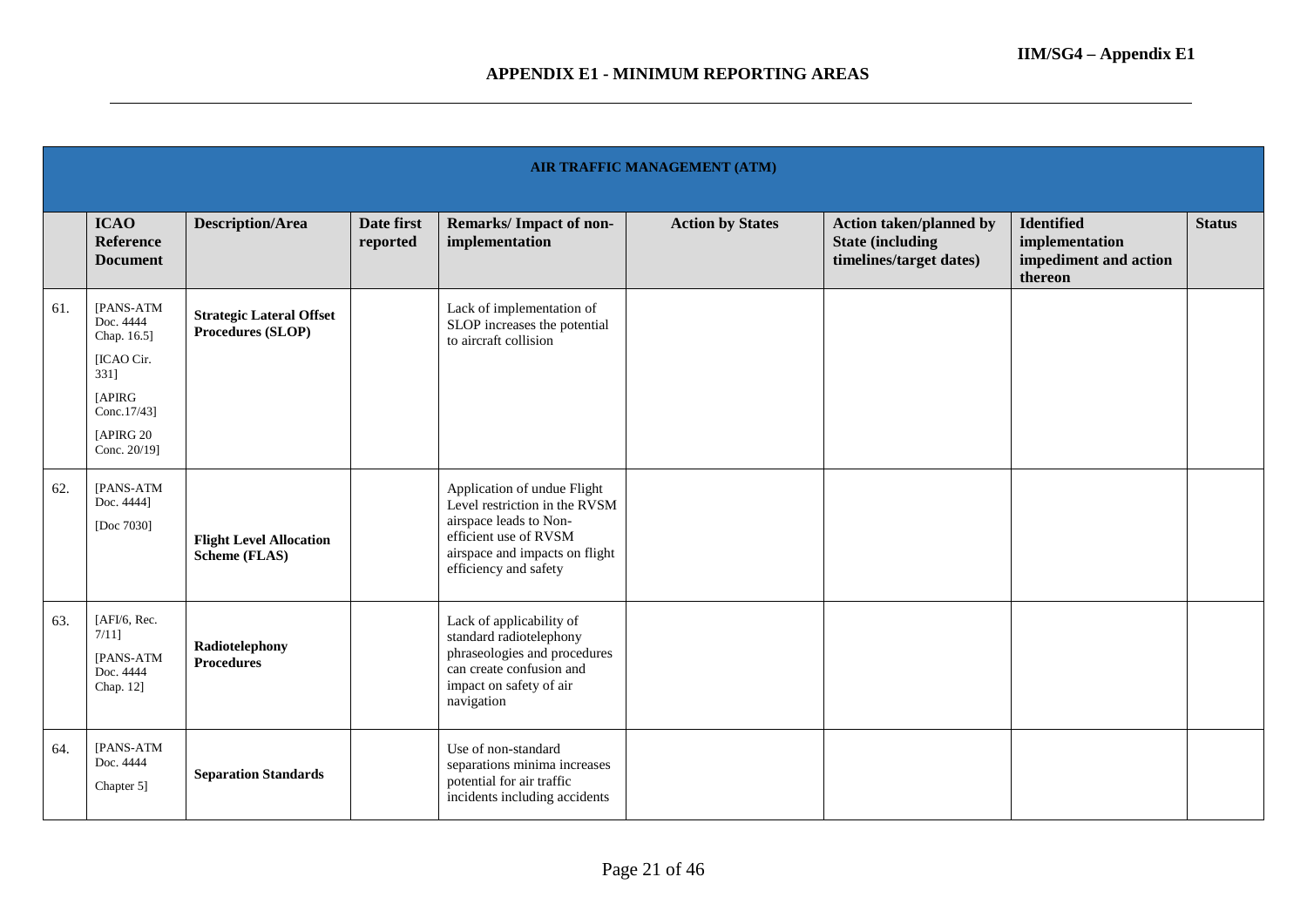## APPENDIX E1 - MINIMUM REPORTING AREAS

| AIR TRAFFIC MANAGEMENT (ATM) | | | | | | | | |
|---|---|---|---|---|---|---|---|---|
| | **ICAO Reference Document** | **Description/Area** | **Date first reported** | **Remarks/ Impact of non-implementation** | **Action by States** | **Action taken/planned by State (including timelines/target dates)** | **Identified implementation impediment and action thereon** | **Status** |
| 61. | [PANS-ATM Doc. 4444 Chap. 16.5] [ICAO Cir. 331] [APIRG Conc.17/43] [APIRG 20 Conc. 20/19] | **Strategic Lateral Offset Procedures (SLOP)** | | Lack of implementation of SLOP increases the potential to aircraft collision | | | | |
| 62. | [PANS-ATM Doc. 4444] [Doc 7030] | **Flight Level Allocation Scheme (FLAS)** | | Application of undue Flight Level restriction in the RVSM airspace leads to Non-efficient use of RVSM airspace and impacts on flight efficiency and safety | | | | |
| 63. | [AFI/6, Rec. 7/11] [PANS-ATM Doc. 4444 Chap. 12] | **Radiotelephony Procedures** | | Lack of applicability of standard radiotelephony phraseologies and procedures can create confusion and impact on safety of air navigation | | | | |
| 64. | [PANS-ATM Doc. 4444 Chapter 5] | **Separation Standards** | | Use of non-standard separations minima increases potential for air traffic incidents including accidents | | | | |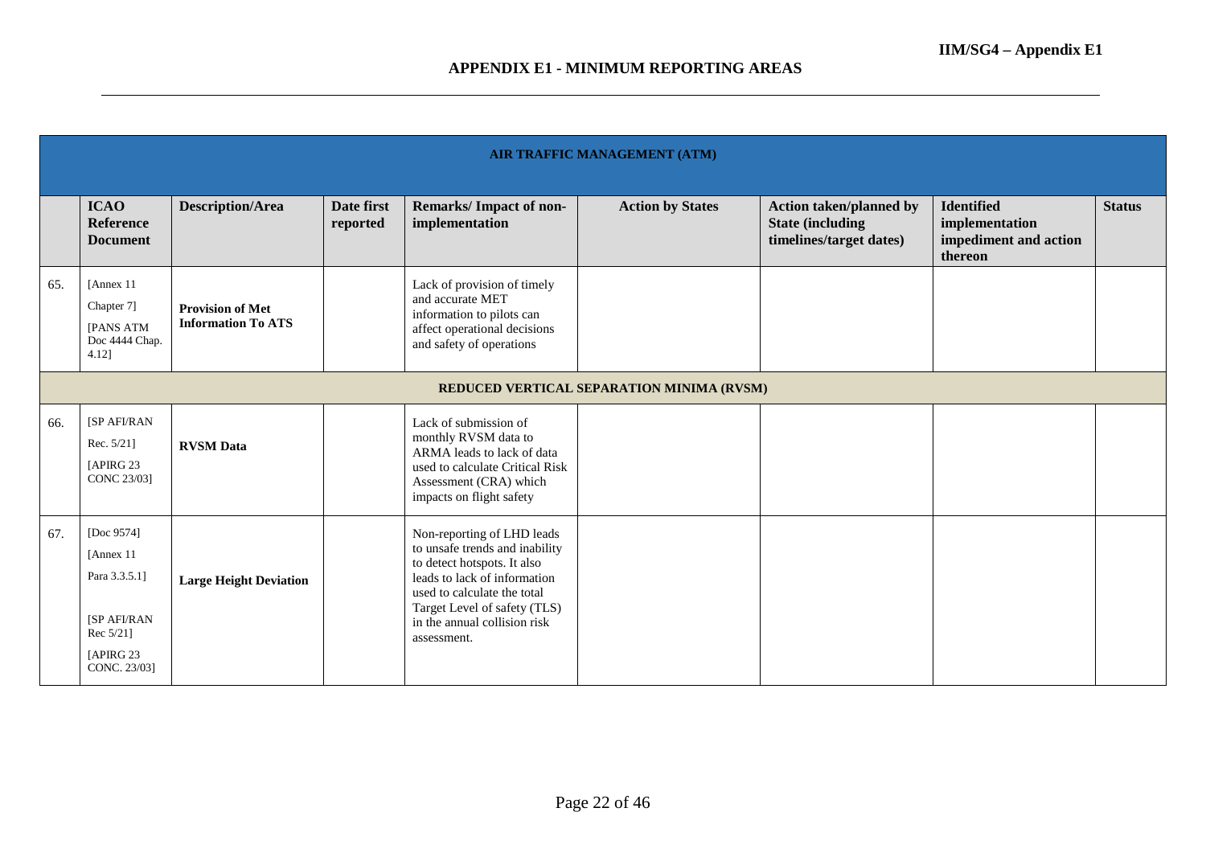## APPENDIX E1 - MINIMUM REPORTING AREAS

| AIR TRAFFIC MANAGEMENT (ATM) | | | | | | | | |
|---|---|---|---|---|---|---|---|---|
| | **ICAO Reference Document** | **Description/Area** | **Date first reported** | **Remarks/ Impact of non-implementation** | **Action by States** | **Action taken/planned by State (including timelines/target dates)** | **Identified implementation impediment and action thereon** | **Status** |
| 65. | [Annex 11 Chapter 7] [PANS ATM Doc 4444 Chap. 4.12] | **Provision of Met Information To ATS** | | Lack of provision of timely and accurate MET information to pilots can affect operational decisions and safety of operations | | | | |
| **REDUCED VERTICAL SEPARATION MINIMA (RVSM)** | | | | | | | | |
| 66. | [SP AFI/RAN Rec. 5/21] [APIRG 23 CONC 23/03] | **RVSM Data** | | Lack of submission of monthly RVSM data to ARMA leads to lack of data used to calculate Critical Risk Assessment (CRA) which impacts on flight safety | | | | |
| 67. | [Doc 9574] [Annex 11 Para 3.3.5.1] [SP AFI/RAN Rec 5/21] [APIRG 23 CONC. 23/03] | **Large Height Deviation** | | Non-reporting of LHD leads to unsafe trends and inability to detect hotspots. It also leads to lack of information used to calculate the total Target Level of safety (TLS) in the annual collision risk assessment. | | | | |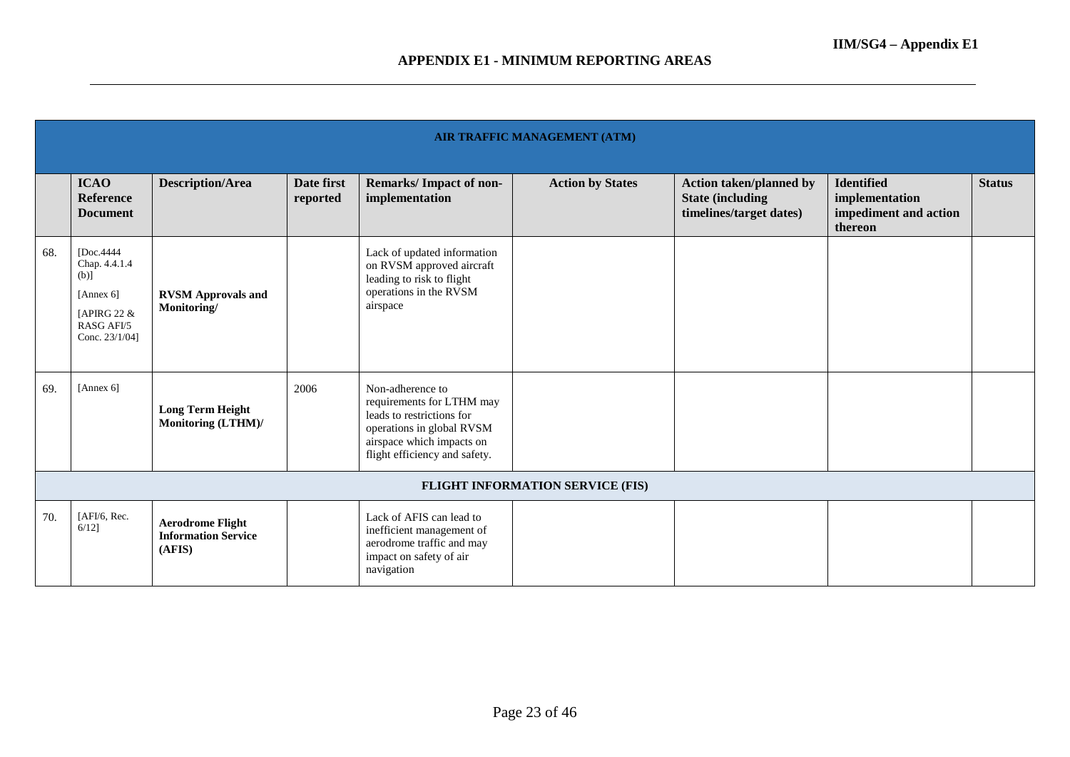# APPENDIX E1 - MINIMUM REPORTING AREAS

| | ICAO Reference Document | Description/Area | Date first reported | Remarks/ Impact of non-implementation | Action by States | Action taken/planned by State (including timelines/target dates) | Identified implementation impediment and action thereon | Status |
|---|---|---|---|---|---|---|---|---|
| **AIR TRAFFIC MANAGEMENT (ATM)** | | | | | | | | |
| 68. | [Doc.4444 Chap. 4.4.1.4 (b)] [Annex 6] [APIRG 22 & RASG AFI/5 Conc. 23/1/04] | **RVSM Approvals and Monitoring/** | | Lack of updated information on RVSM approved aircraft leading to risk to flight operations in the RVSM airspace | | | | |
| 69. | [Annex 6] | **Long Term Height Monitoring (LTHM)/** | 2006 | Non-adherence to requirements for LTHM may leads to restrictions for operations in global RVSM airspace which impacts on flight efficiency and safety. | | | | |
| **FLIGHT INFORMATION SERVICE (FIS)** | | | | | | | | |
| 70. | [AFI/6, Rec. 6/12] | **Aerodrome Flight Information Service (AFIS)** | | Lack of AFIS can lead to inefficient management of aerodrome traffic and may impact on safety of air navigation | | | | |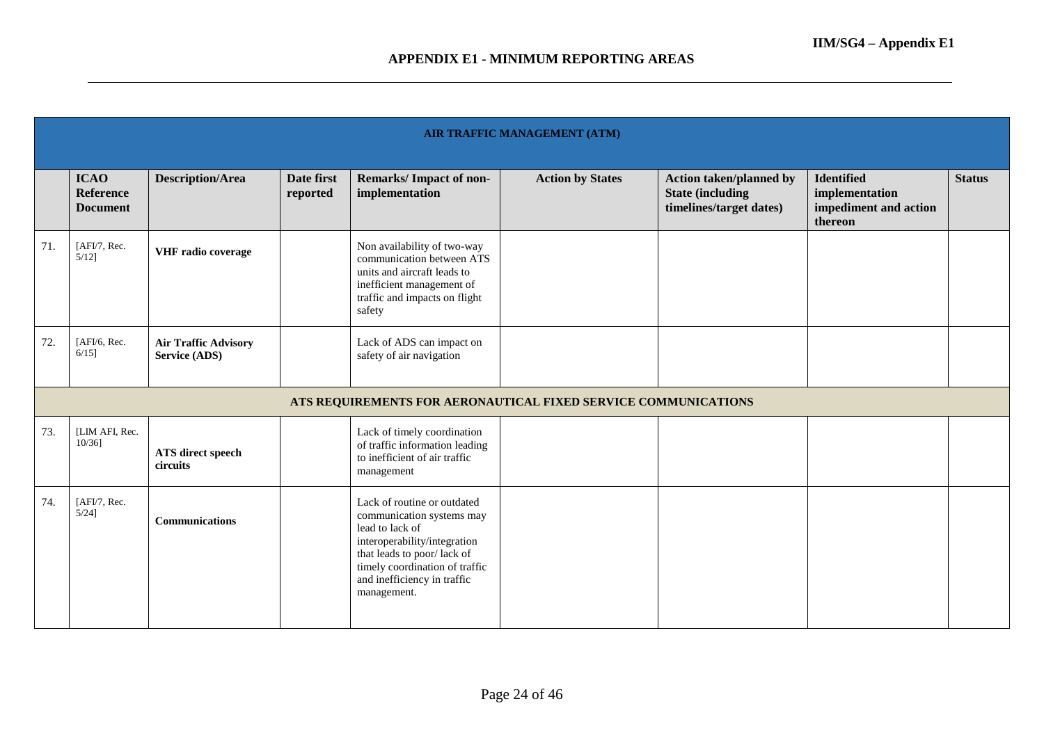## APPENDIX E1 - MINIMUM REPORTING AREAS

| | ICAO Reference Document | Description/Area | Date first reported | Remarks/ Impact of non-implementation | Action by States | Action taken/planned by State (including timelines/target dates) | Identified implementation impediment and action thereon | Status |
|---|---|---|---|---|---|---|---|---|
| **AIR TRAFFIC MANAGEMENT (ATM)** | | | | | | | | |
| 71. | [AFI/7, Rec. 5/12] | **VHF radio coverage** | | Non availability of two-way communication between ATS units and aircraft leads to inefficient management of traffic and impacts on flight safety | | | | |
| 72. | [AFI/6, Rec. 6/15] | **Air Traffic Advisory Service (ADS)** | | Lack of ADS can impact on safety of air navigation | | | | |
| **ATS REQUIREMENTS FOR AERONAUTICAL FIXED SERVICE COMMUNICATIONS** | | | | | | | | |
| 73. | [LIM AFI, Rec. 10/36] | **ATS direct speech circuits** | | Lack of timely coordination of traffic information leading to inefficient of air traffic management | | | | |
| 74. | [AFI/7, Rec. 5/24] | **Communications** | | Lack of routine or outdated communication systems may lead to lack of interoperability/integration that leads to poor/ lack of timely coordination of traffic and inefficiency in traffic management. | | | | |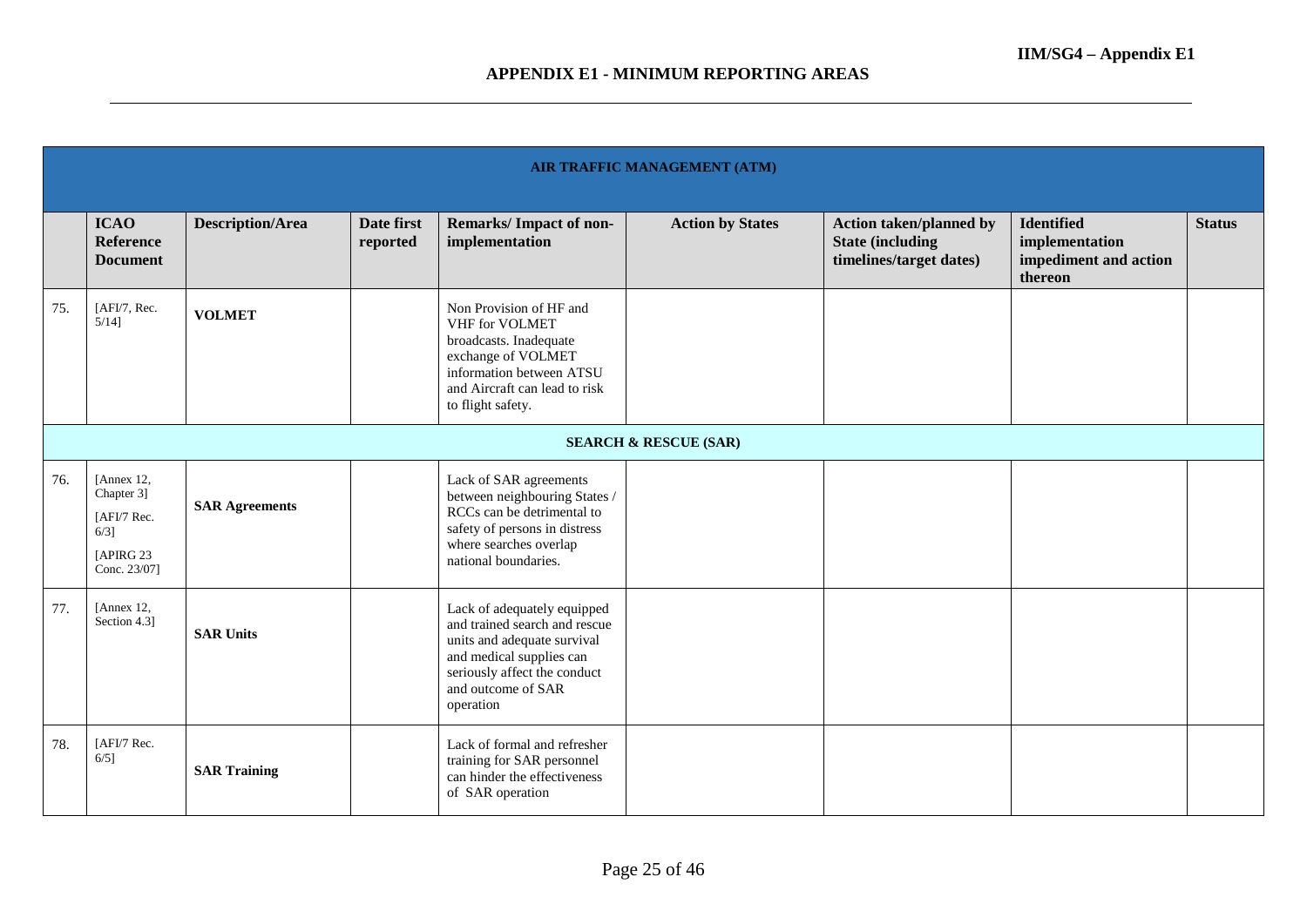## APPENDIX E1 - MINIMUM REPORTING AREAS

| AIR TRAFFIC MANAGEMENT (ATM) | | | | | | | | |
|---|---|---|---|---|---|---|---|---|
| | **ICAO Reference Document** | **Description/Area** | **Date first reported** | **Remarks/ Impact of non-implementation** | **Action by States** | **Action taken/planned by State (including timelines/target dates)** | **Identified implementation impediment and action thereon** | **Status** |
| 75. | [AFI/7, Rec. 5/14] | **VOLMET** | | Non Provision of HF and VHF for VOLMET broadcasts. Inadequate exchange of VOLMET information between ATSU and Aircraft can lead to risk to flight safety. | | | | |
| **SEARCH & RESCUE (SAR)** | | | | | | | | |
| 76. | [Annex 12, Chapter 3] [AFI/7 Rec. 6/3] [APIRG 23 Conc. 23/07] | **SAR Agreements** | | Lack of SAR agreements between neighbouring States / RCCs can be detrimental to safety of persons in distress where searches overlap national boundaries. | | | | |
| 77. | [Annex 12, Section 4.3] | **SAR Units** | | Lack of adequately equipped and trained search and rescue units and adequate survival and medical supplies can seriously affect the conduct and outcome of SAR operation | | | | |
| 78. | [AFI/7 Rec. 6/5] | **SAR Training** | | Lack of formal and refresher training for SAR personnel can hinder the effectiveness of SAR operation | | | | |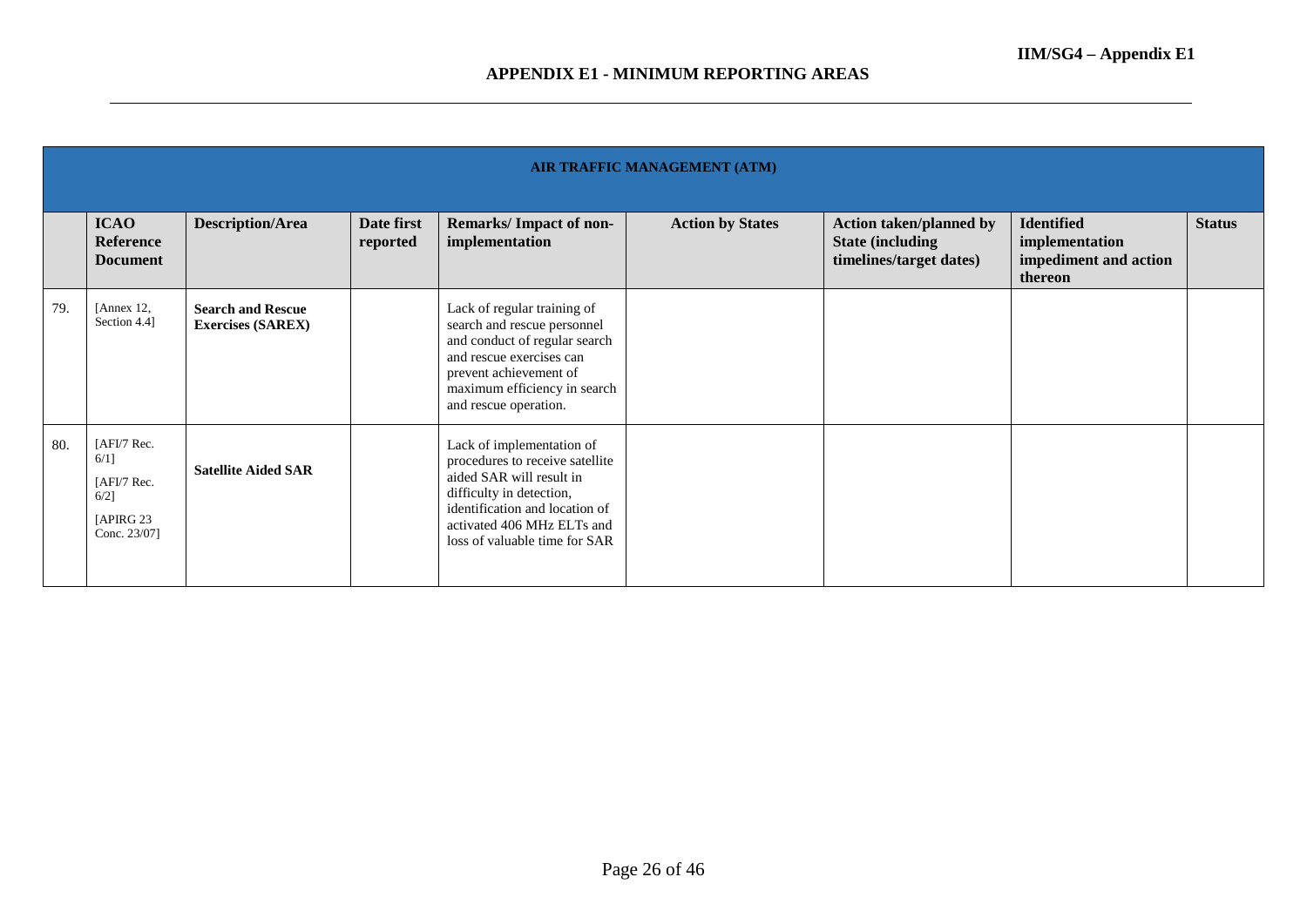## APPENDIX E1 - MINIMUM REPORTING AREAS

| AIR TRAFFIC MANAGEMENT (ATM) | | | | | | | | |
|---|---|---|---|---|---|---|---|---|
| | **ICAO Reference Document** | **Description/Area** | **Date first reported** | **Remarks/ Impact of non-implementation** | **Action by States** | **Action taken/planned by State (including timelines/target dates)** | **Identified implementation impediment and action thereon** | **Status** |
| 79. | [Annex 12, Section 4.4] | **Search and Rescue Exercises (SAREX)** | | Lack of regular training of search and rescue personnel and conduct of regular search and rescue exercises can prevent achievement of maximum efficiency in search and rescue operation. | | | | |
| 80. | [AFI/7 Rec. 6/1] [AFI/7 Rec. 6/2] [APIRG 23 Conc. 23/07] | **Satellite Aided SAR** | | Lack of implementation of procedures to receive satellite aided SAR will result in difficulty in detection, identification and location of activated 406 MHz ELTs and loss of valuable time for SAR | | | | |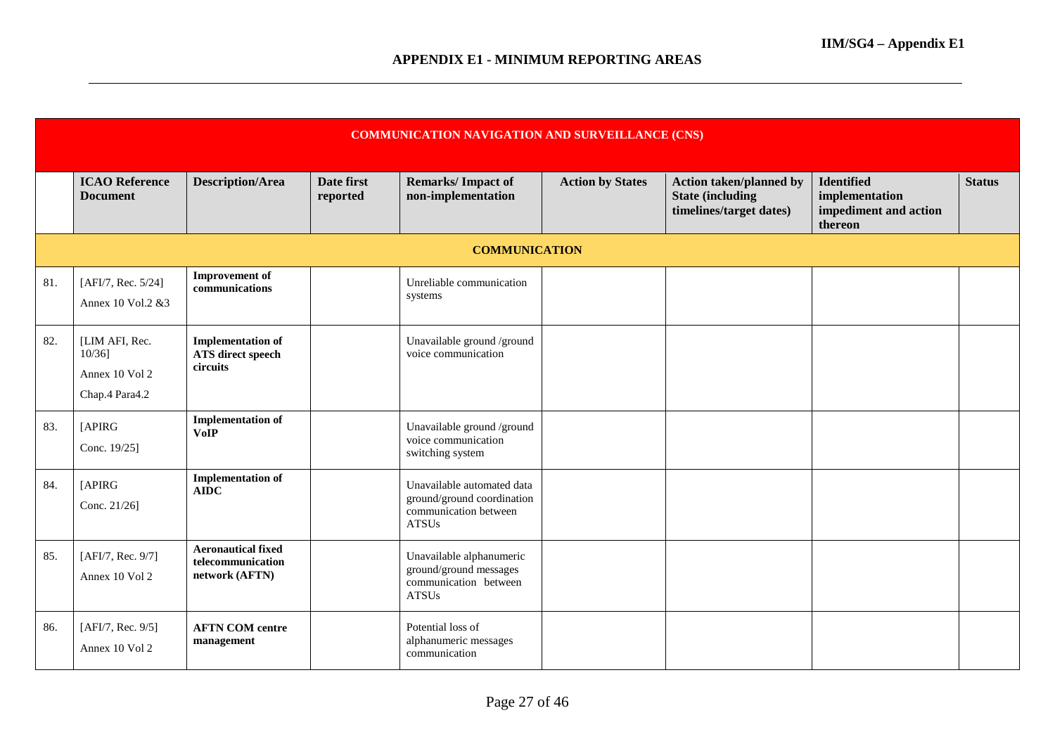## APPENDIX E1 - MINIMUM REPORTING AREAS

| COMMUNICATION NAVIGATION AND SURVEILLANCE (CNS) | | | | | | | | |
|---|---|---|---|---|---|---|---|---|
| | **ICAO Reference Document** | **Description/Area** | **Date first reported** | **Remarks/ Impact of non-implementation** | **Action by States** | **Action taken/planned by State (including timelines/target dates)** | **Identified implementation impediment and action thereon** | **Status** |
| **COMMUNICATION** | | | | | | | | |
| 81. | [AFI/7, Rec. 5/24] Annex 10 Vol.2 &3 | **Improvement of communications** | | Unreliable communication systems | | | | |
| 82. | [LIM AFI, Rec. 10/36] Annex 10 Vol 2 Chap.4 Para4.2 | **Implementation of ATS direct speech circuits** | | Unavailable ground /ground voice communication | | | | |
| 83. | [APIRG Conc. 19/25] | **Implementation of VoIP** | | Unavailable ground /ground voice communication switching system | | | | |
| 84. | [APIRG Conc. 21/26] | **Implementation of AIDC** | | Unavailable automated data ground/ground coordination communication between ATSUs | | | | |
| 85. | [AFI/7, Rec. 9/7] Annex 10 Vol 2 | **Aeronautical fixed telecommunication network (AFTN)** | | Unavailable alphanumeric ground/ground messages communication between ATSUs | | | | |
| 86. | [AFI/7, Rec. 9/5] Annex 10 Vol 2 | **AFTN COM centre management** | | Potential loss of alphanumeric messages communication | | | | |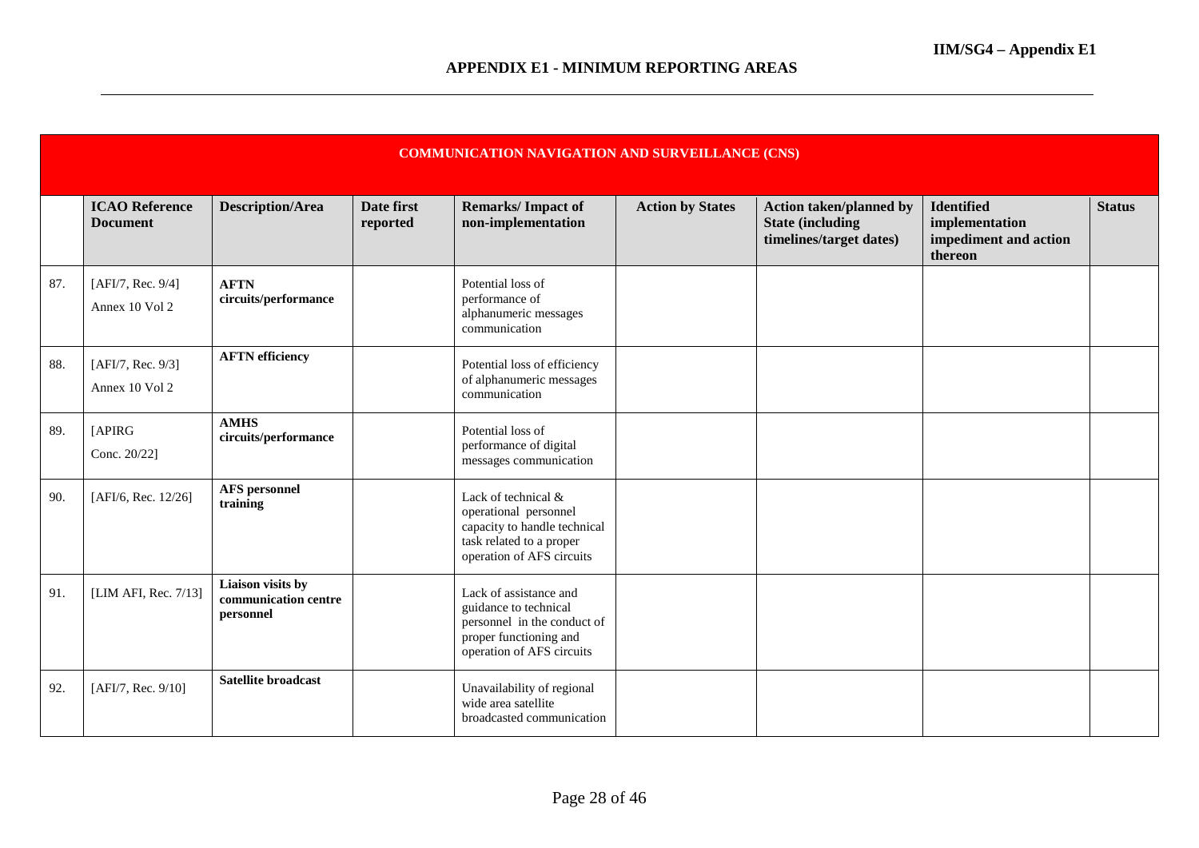## APPENDIX E1 - MINIMUM REPORTING AREAS

| COMMUNICATION NAVIGATION AND SURVEILLANCE (CNS) | | | | | | | | |
|---|---|---|---|---|---|---|---|---|
| | **ICAO Reference Document** | **Description/Area** | **Date first reported** | **Remarks/ Impact of non-implementation** | **Action by States** | **Action taken/planned by State (including timelines/target dates)** | **Identified implementation impediment and action thereon** | **Status** |
| 87. | [AFI/7, Rec. 9/4] Annex 10 Vol 2 | **AFTN circuits/performance** | | Potential loss of performance of alphanumeric messages communication | | | | |
| 88. | [AFI/7, Rec. 9/3] Annex 10 Vol 2 | **AFTN efficiency** | | Potential loss of efficiency of alphanumeric messages communication | | | | |
| 89. | [APIRG Conc. 20/22] | **AMHS circuits/performance** | | Potential loss of performance of digital messages communication | | | | |
| 90. | [AFI/6, Rec. 12/26] | **AFS personnel training** | | Lack of technical & operational personnel capacity to handle technical task related to a proper operation of AFS circuits | | | | |
| 91. | [LIM AFI, Rec. 7/13] | **Liaison visits by communication centre personnel** | | Lack of assistance and guidance to technical personnel in the conduct of proper functioning and operation of AFS circuits | | | | |
| 92. | [AFI/7, Rec. 9/10] | **Satellite broadcast** | | Unavailability of regional wide area satellite broadcasted communication | | | | |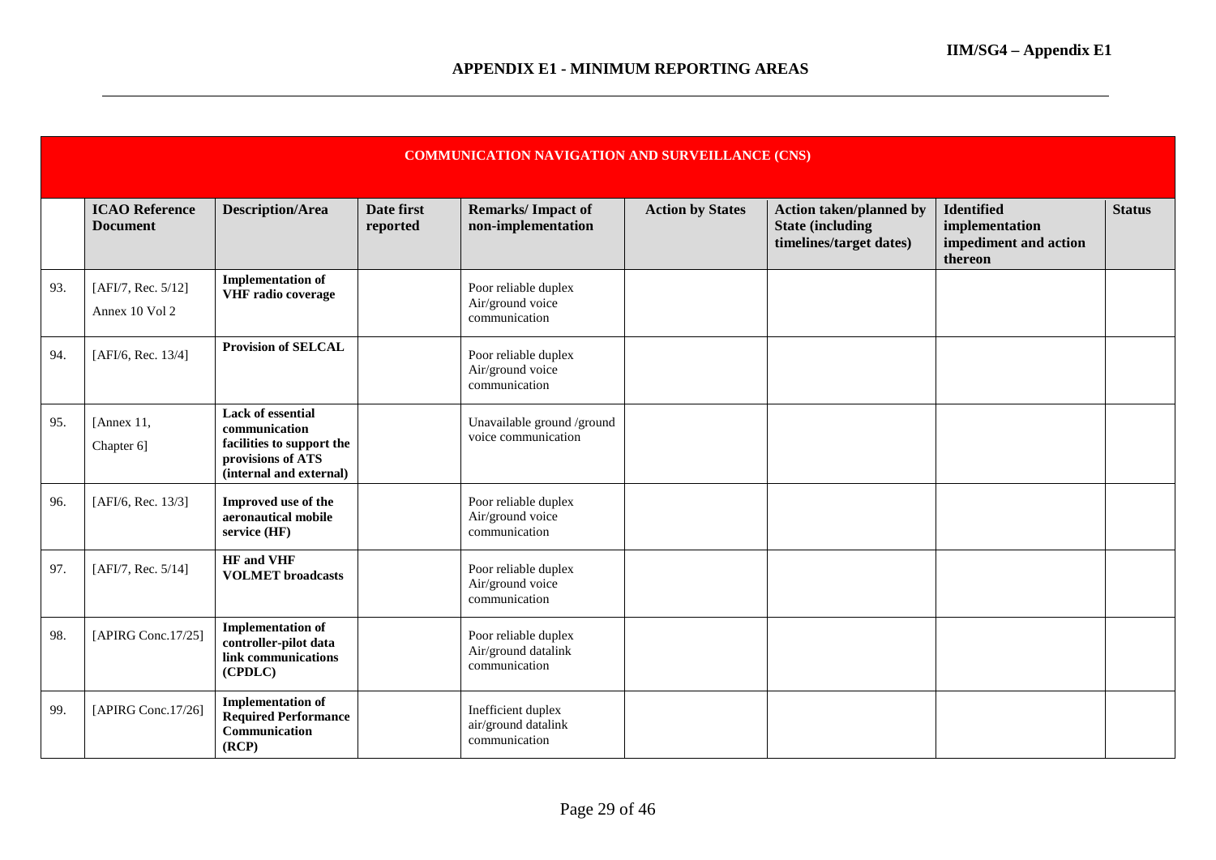## APPENDIX E1 - MINIMUM REPORTING AREAS

| COMMUNICATION NAVIGATION AND SURVEILLANCE (CNS) | | | | | | | | |
|---|---|---|---|---|---|---|---|---|
| | **ICAO Reference Document** | **Description/Area** | **Date first reported** | **Remarks/ Impact of non-implementation** | **Action by States** | **Action taken/planned by State (including timelines/target dates)** | **Identified implementation impediment and action thereon** | **Status** |
| 93. | [AFI/7, Rec. 5/12] Annex 10 Vol 2 | **Implementation of VHF radio coverage** | | Poor reliable duplex Air/ground voice communication | | | | |
| 94. | [AFI/6, Rec. 13/4] | **Provision of SELCAL** | | Poor reliable duplex Air/ground voice communication | | | | |
| 95. | [Annex 11, Chapter 6] | **Lack of essential communication facilities to support the provisions of ATS (internal and external)** | | Unavailable ground /ground voice communication | | | | |
| 96. | [AFI/6, Rec. 13/3] | **Improved use of the aeronautical mobile service (HF)** | | Poor reliable duplex Air/ground voice communication | | | | |
| 97. | [AFI/7, Rec. 5/14] | **HF and VHF VOLMET broadcasts** | | Poor reliable duplex Air/ground voice communication | | | | |
| 98. | [APIRG Conc.17/25] | **Implementation of controller-pilot data link communications (CPDLC)** | | Poor reliable duplex Air/ground datalink communication | | | | |
| 99. | [APIRG Conc.17/26] | **Implementation of Required Performance Communication (RCP)** | | Inefficient duplex air/ground datalink communication | | | | |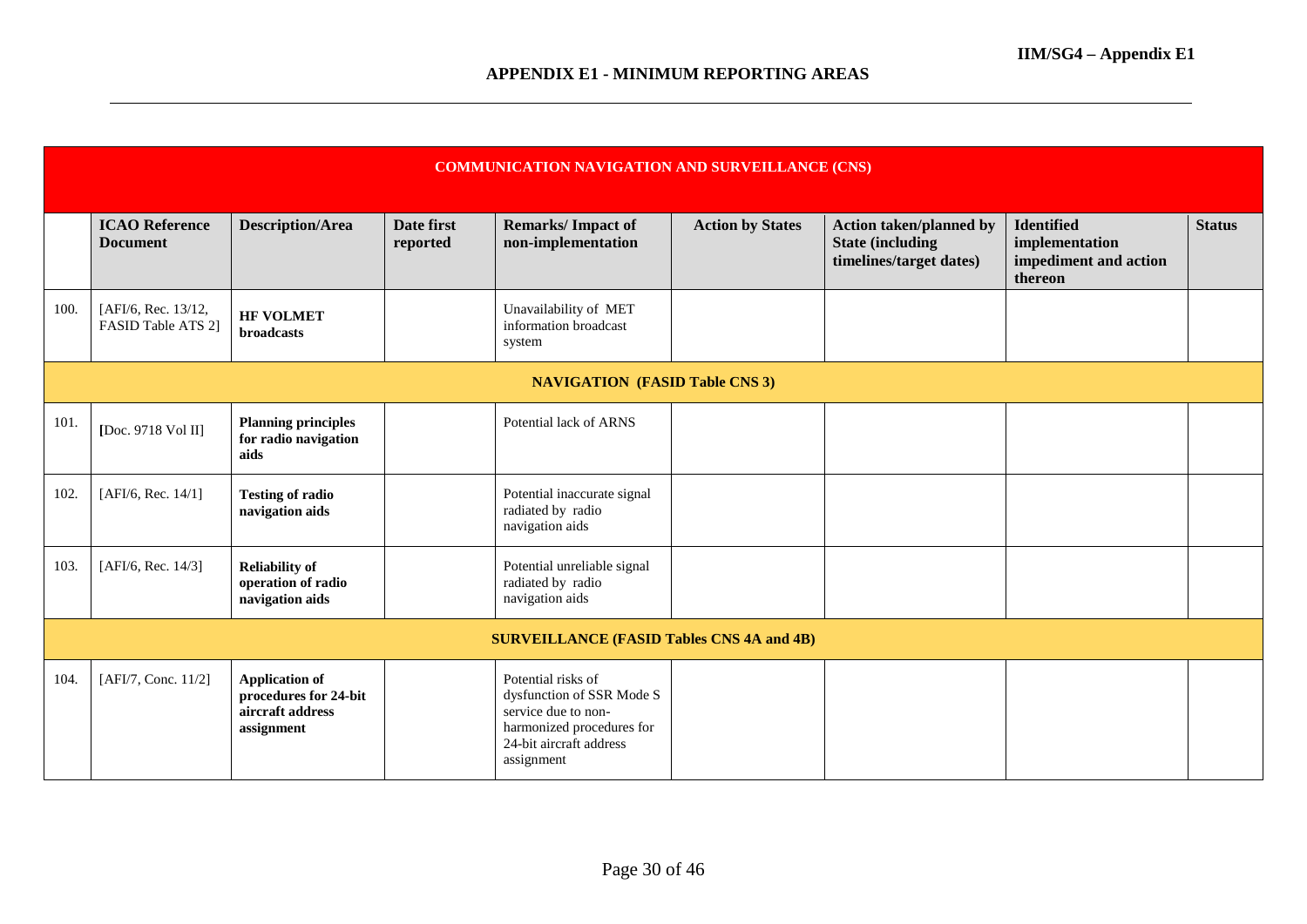## APPENDIX E1 - MINIMUM REPORTING AREAS

| | ICAO Reference Document | Description/Area | Date first reported | Remarks/ Impact of non-implementation | Action by States | Action taken/planned by State (including timelines/target dates) | Identified implementation impediment and action thereon | Status |
|---|---|---|---|---|---|---|---|---|
| **COMMUNICATION NAVIGATION AND SURVEILLANCE (CNS)** | | | | | | | | |
| 100. | [AFI/6, Rec. 13/12, FASID Table ATS 2] | **HF VOLMET broadcasts** | | Unavailability of MET information broadcast system | | | | |
| **NAVIGATION (FASID Table CNS 3)** | | | | | | | | |
| 101. | [Doc. 9718 Vol II] | **Planning principles for radio navigation aids** | | Potential lack of ARNS | | | | |
| 102. | [AFI/6, Rec. 14/1] | **Testing of radio navigation aids** | | Potential inaccurate signal radiated by radio navigation aids | | | | |
| 103. | [AFI/6, Rec. 14/3] | **Reliability of operation of radio navigation aids** | | Potential unreliable signal radiated by radio navigation aids | | | | |
| **SURVEILLANCE (FASID Tables CNS 4A and 4B)** | | | | | | | | |
| 104. | [AFI/7, Conc. 11/2] | **Application of procedures for 24-bit aircraft address assignment** | | Potential risks of dysfunction of SSR Mode S service due to non-harmonized procedures for 24-bit aircraft address assignment | | | | |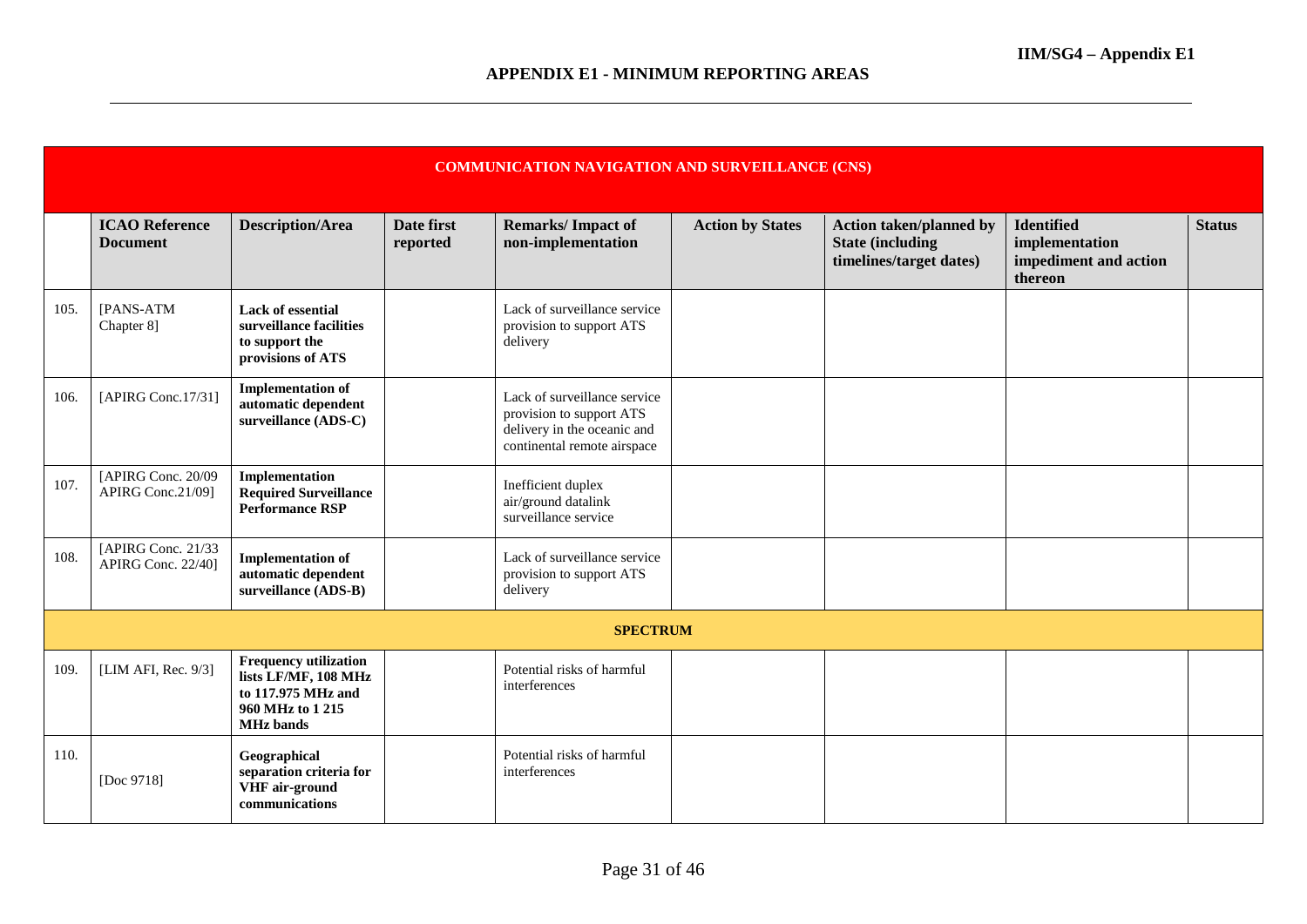## APPENDIX E1 - MINIMUM REPORTING AREAS

| | ICAO Reference Document | Description/Area | Date first reported | Remarks/ Impact of non-implementation | Action by States | Action taken/planned by State (including timelines/target dates) | Identified implementation impediment and action thereon | Status |
|---|---|---|---|---|---|---|---|---|
| **COMMUNICATION NAVIGATION AND SURVEILLANCE (CNS)** | | | | | | | | |
| 105. | [PANS-ATM Chapter 8] | **Lack of essential surveillance facilities to support the provisions of ATS** | | Lack of surveillance service provision to support ATS delivery | | | | |
| 106. | [APIRG Conc.17/31] | **Implementation of automatic dependent surveillance (ADS-C)** | | Lack of surveillance service provision to support ATS delivery in the oceanic and continental remote airspace | | | | |
| 107. | [APIRG Conc. 20/09 APIRG Conc.21/09] | **Implementation Required Surveillance Performance RSP** | | Inefficient duplex air/ground datalink surveillance service | | | | |
| 108. | [APIRG Conc. 21/33 APIRG Conc. 22/40] | **Implementation of automatic dependent surveillance (ADS-B)** | | Lack of surveillance service provision to support ATS delivery | | | | |
| **SPECTRUM** | | | | | | | | |
| 109. | [LIM AFI, Rec. 9/3] | **Frequency utilization lists LF/MF, 108 MHz to 117.975 MHz and 960 MHz to 1 215 MHz bands** | | Potential risks of harmful interferences | | | | |
| 110. | [Doc 9718] | **Geographical separation criteria for VHF air-ground communications** | | Potential risks of harmful interferences | | | | |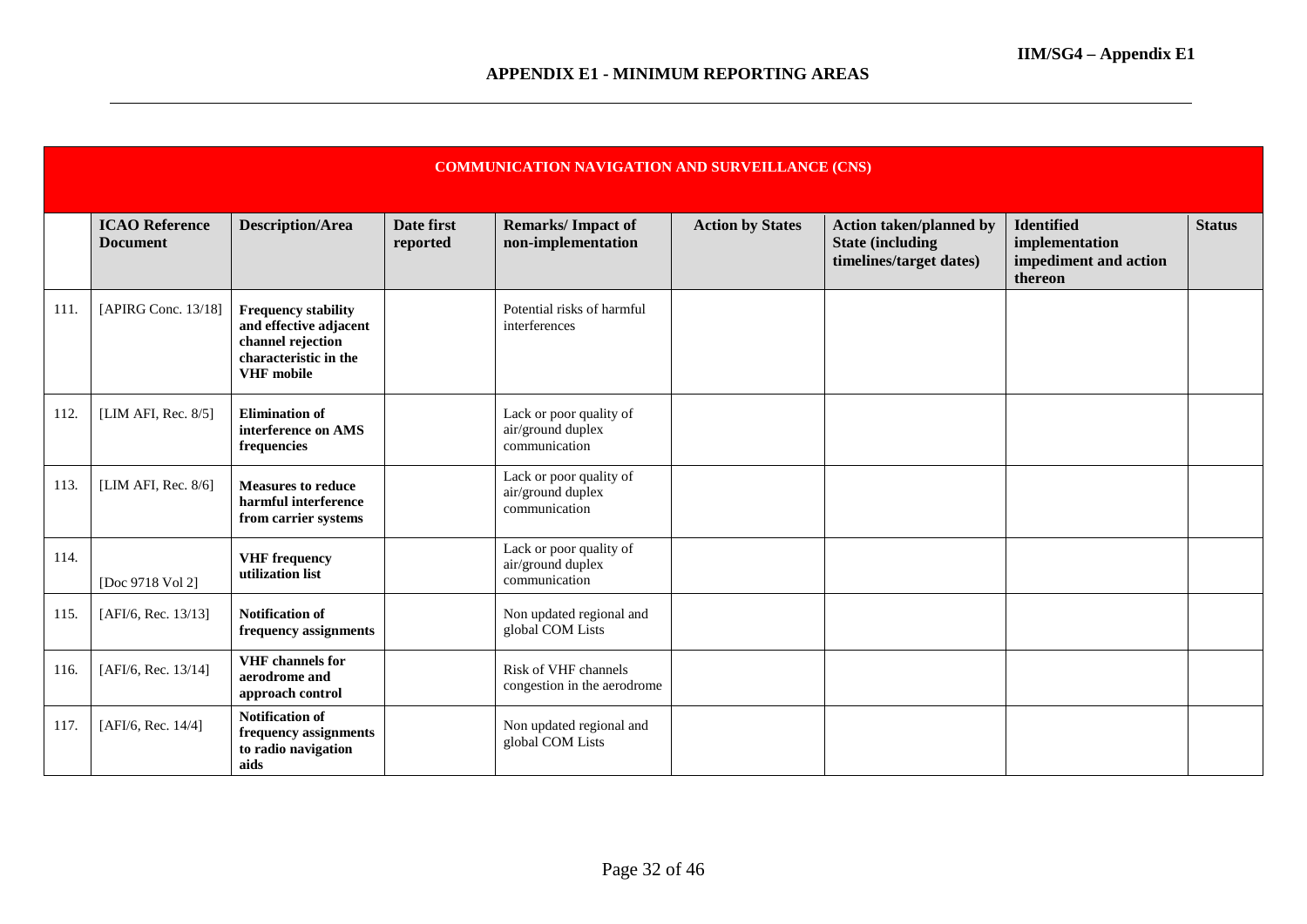## APPENDIX E1 - MINIMUM REPORTING AREAS

| COMMUNICATION NAVIGATION AND SURVEILLANCE (CNS) | | | | | | | | |
|---|---|---|---|---|---|---|---|---|
| | **ICAO Reference Document** | **Description/Area** | **Date first reported** | **Remarks/ Impact of non-implementation** | **Action by States** | **Action taken/planned by State (including timelines/target dates)** | **Identified implementation impediment and action thereon** | **Status** |
| 111. | [APIRG Conc. 13/18] | **Frequency stability and effective adjacent channel rejection characteristic in the VHF mobile** | | Potential risks of harmful interferences | | | | |
| 112. | [LIM AFI, Rec. 8/5] | **Elimination of interference on AMS frequencies** | | Lack or poor quality of air/ground duplex communication | | | | |
| 113. | [LIM AFI, Rec. 8/6] | **Measures to reduce harmful interference from carrier systems** | | Lack or poor quality of air/ground duplex communication | | | | |
| 114. | [Doc 9718 Vol 2] | **VHF frequency utilization list** | | Lack or poor quality of air/ground duplex communication | | | | |
| 115. | [AFI/6, Rec. 13/13] | **Notification of frequency assignments** | | Non updated regional and global COM Lists | | | | |
| 116. | [AFI/6, Rec. 13/14] | **VHF channels for aerodrome and approach control** | | Risk of VHF channels congestion in the aerodrome | | | | |
| 117. | [AFI/6, Rec. 14/4] | **Notification of frequency assignments to radio navigation aids** | | Non updated regional and global COM Lists | | | | |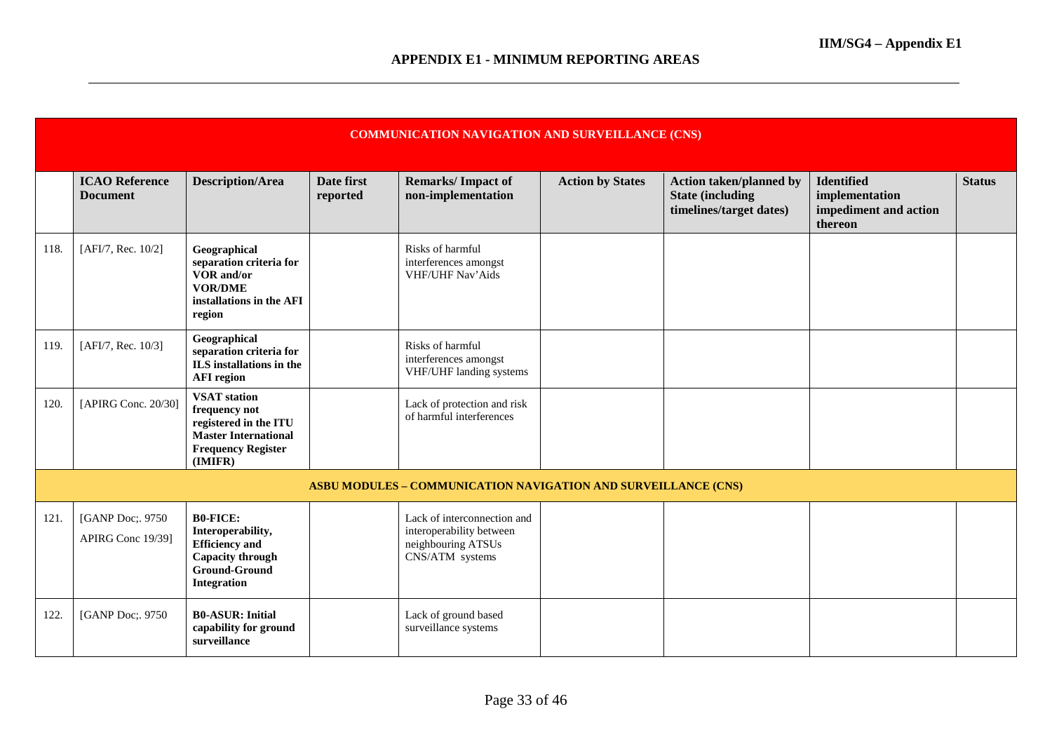## APPENDIX E1 - MINIMUM REPORTING AREAS

| COMMUNICATION NAVIGATION AND SURVEILLANCE (CNS) | | | | | | | | |
|---|---|---|---|---|---|---|---|---|
| | **ICAO Reference Document** | **Description/Area** | **Date first reported** | **Remarks/ Impact of non-implementation** | **Action by States** | **Action taken/planned by State (including timelines/target dates)** | **Identified implementation impediment and action thereon** | **Status** |
| 118. | [AFI/7, Rec. 10/2] | **Geographical separation criteria for VOR and/or VOR/DME installations in the AFI region** | | Risks of harmful interferences amongst VHF/UHF Nav'Aids | | | | |
| 119. | [AFI/7, Rec. 10/3] | **Geographical separation criteria for ILS installations in the AFI region** | | Risks of harmful interferences amongst VHF/UHF landing systems | | | | |
| 120. | [APIRG Conc. 20/30] | **VSAT station frequency not registered in the ITU Master International Frequency Register (IMIFR)** | | Lack of protection and risk of harmful interferences | | | | |
| **ASBU MODULES – COMMUNICATION NAVIGATION AND SURVEILLANCE (CNS)** | | | | | | | | |
| 121. | [GANP Doc;. 9750 APIRG Conc 19/39] | **B0-FICE: Interoperability, Efficiency and Capacity through Ground-Ground Integration** | | Lack of interconnection and interoperability between neighbouring ATSUs CNS/ATM systems | | | | |
| 122. | [GANP Doc;. 9750 | **B0-ASUR: Initial capability for ground surveillance** | | Lack of ground based surveillance systems | | | | |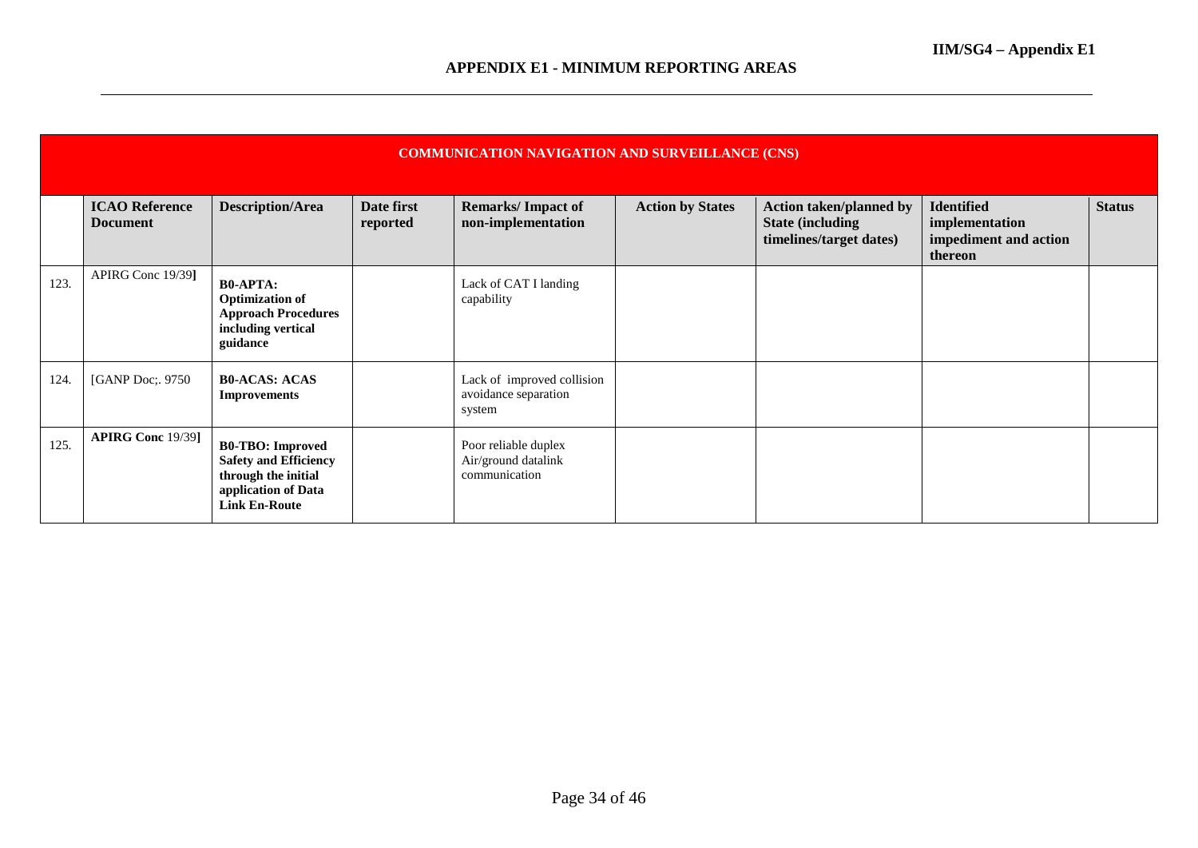## APPENDIX E1 - MINIMUM REPORTING AREAS

| COMMUNICATION NAVIGATION AND SURVEILLANCE (CNS) | | | | | | | | |
|---|---|---|---|---|---|---|---|---|
| | **ICAO Reference Document** | **Description/Area** | **Date first reported** | **Remarks/ Impact of non-implementation** | **Action by States** | **Action taken/planned by State (including timelines/target dates)** | **Identified implementation impediment and action thereon** | **Status** |
| 123. | APIRG Conc 19/39] | **B0-APTA: Optimization of Approach Procedures including vertical guidance** | | Lack of CAT I landing capability | | | | |
| 124. | [GANP Doc;. 9750 | **B0-ACAS: ACAS Improvements** | | Lack of improved collision avoidance separation system | | | | |
| 125. | **APIRG Conc** 19/39] | **B0-TBO: Improved Safety and Efficiency through the initial application of Data Link En-Route** | | Poor reliable duplex Air/ground datalink communication | | | | |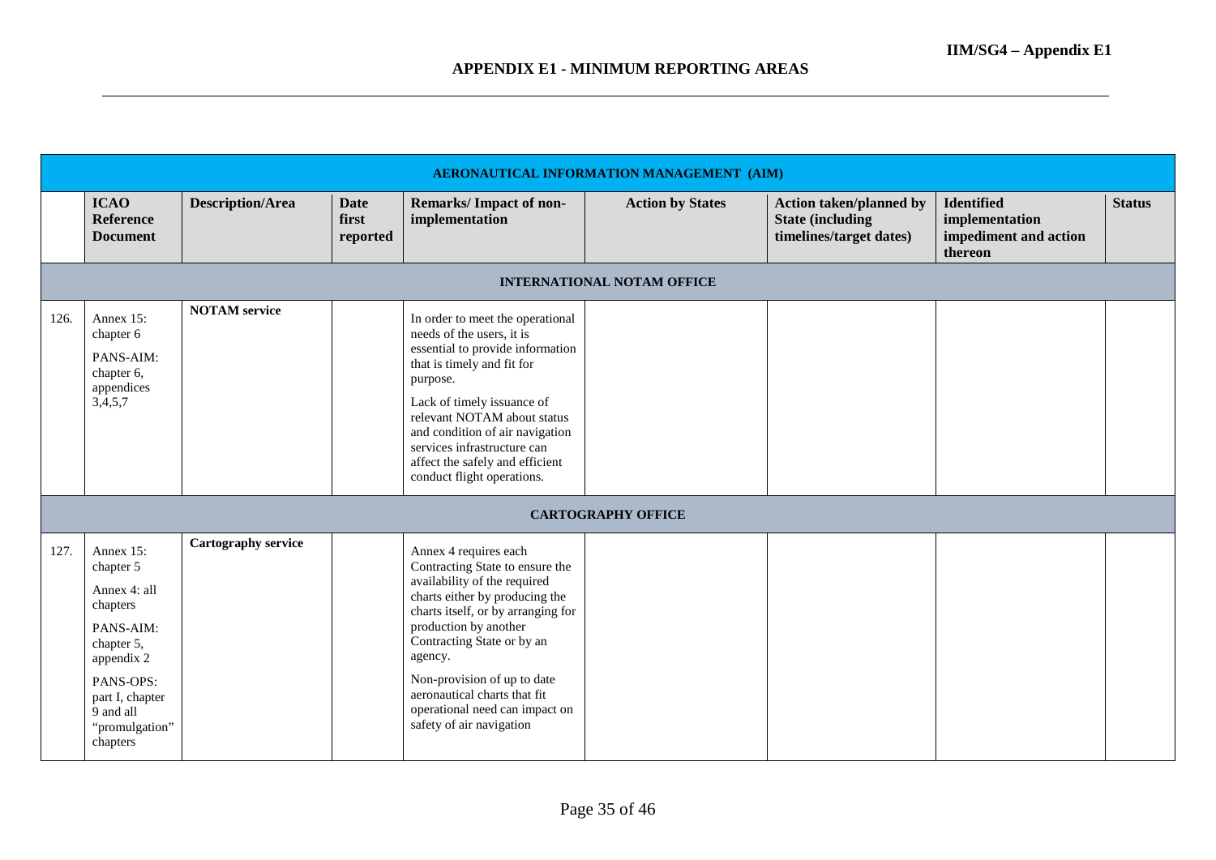## APPENDIX E1 - MINIMUM REPORTING AREAS

| AERONAUTICAL INFORMATION MANAGEMENT (AIM) | | | | | | | | |
|---|---|---|---|---|---|---|---|---|
| | **ICAO Reference Document** | **Description/Area** | **Date first reported** | **Remarks/ Impact of non-implementation** | **Action by States** | **Action taken/planned by State (including timelines/target dates)** | **Identified implementation impediment and action thereon** | **Status** |
| **INTERNATIONAL NOTAM OFFICE** | | | | | | | | |
| 126. | Annex 15: chapter 6<br><br>PANS-AIM: chapter 6, appendices 3,4,5,7 | **NOTAM service** | | In order to meet the operational needs of the users, it is essential to provide information that is timely and fit for purpose.<br><br>Lack of timely issuance of relevant NOTAM about status and condition of air navigation services infrastructure can affect the safely and efficient conduct flight operations. | | | | |
| **CARTOGRAPHY OFFICE** | | | | | | | | |
| 127. | Annex 15: chapter 5<br><br>Annex 4: all chapters<br><br>PANS-AIM: chapter 5, appendix 2<br><br>PANS-OPS: part I, chapter 9 and all "promulgation" chapters | **Cartography service** | | Annex 4 requires each Contracting State to ensure the availability of the required charts either by producing the charts itself, or by arranging for production by another Contracting State or by an agency.<br><br>Non-provision of up to date aeronautical charts that fit operational need can impact on safety of air navigation | | | | |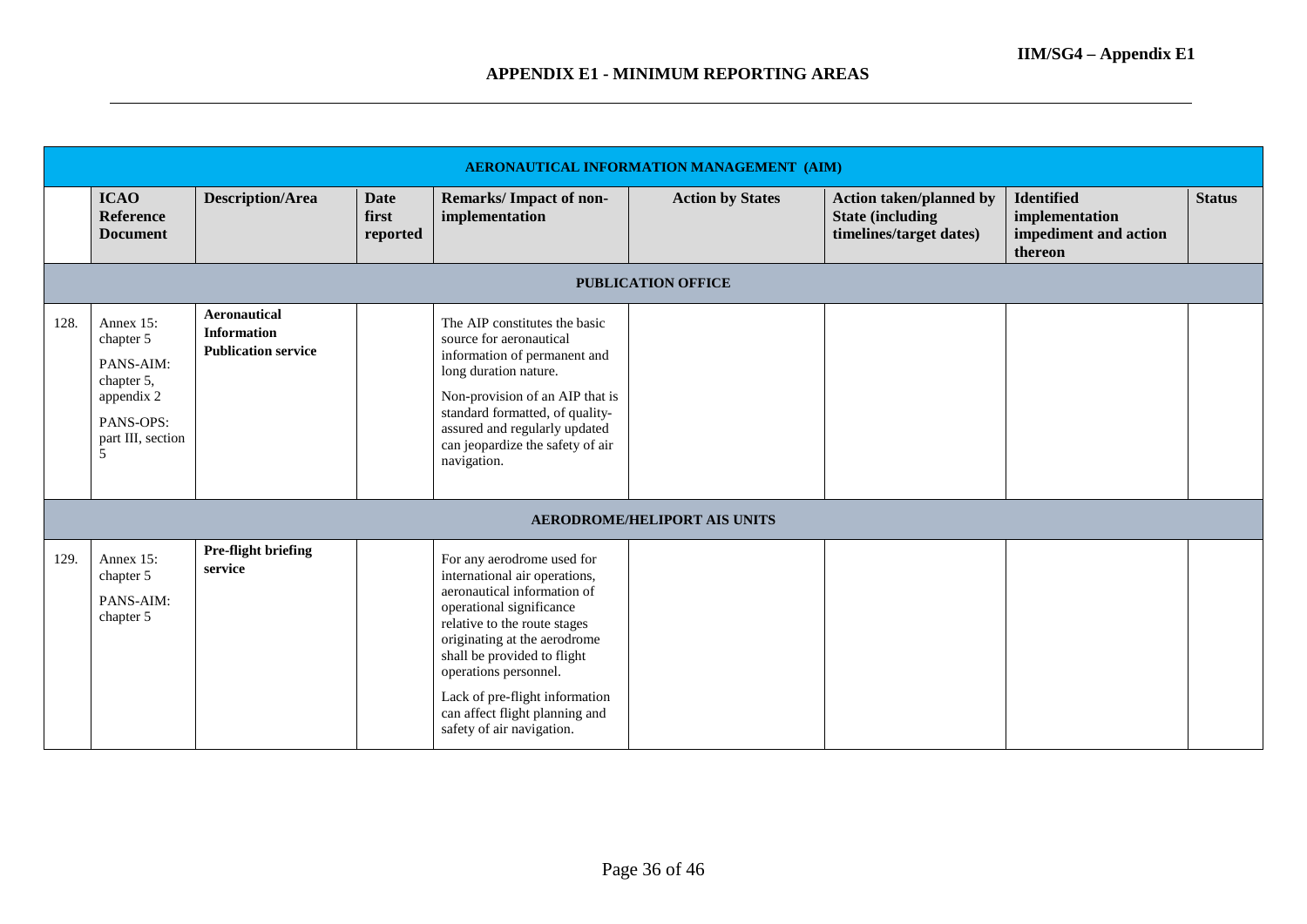## APPENDIX E1 - MINIMUM REPORTING AREAS

| AERONAUTICAL INFORMATION MANAGEMENT (AIM) | | | | | | | | |
|---|---|---|---|---|---|---|---|---|
| | **ICAO Reference Document** | **Description/Area** | **Date first reported** | **Remarks/ Impact of non-implementation** | **Action by States** | **Action taken/planned by State (including timelines/target dates)** | **Identified implementation impediment and action thereon** | **Status** |
| **PUBLICATION OFFICE** | | | | | | | | |
| 128. | Annex 15: chapter 5<br>PANS-AIM: chapter 5, appendix 2<br>PANS-OPS: part III, section 5 | **Aeronautical Information Publication service** | | The AIP constitutes the basic source for aeronautical information of permanent and long duration nature.<br>Non-provision of an AIP that is standard formatted, of quality-assured and regularly updated can jeopardize the safety of air navigation. | | | | |
| **AERODROME/HELIPORT AIS UNITS** | | | | | | | | |
| 129. | Annex 15: chapter 5<br>PANS-AIM: chapter 5 | **Pre-flight briefing service** | | For any aerodrome used for international air operations, aeronautical information of operational significance relative to the route stages originating at the aerodrome shall be provided to flight operations personnel.<br>Lack of pre-flight information can affect flight planning and safety of air navigation. | | | | |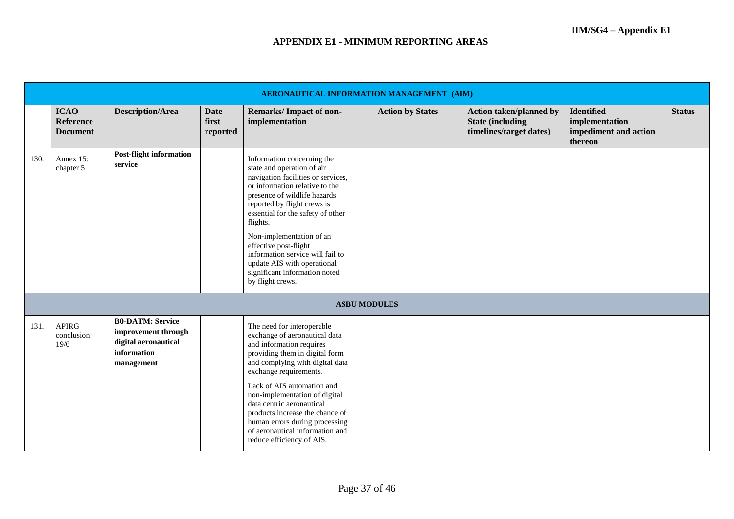## APPENDIX E1 - MINIMUM REPORTING AREAS

| AERONAUTICAL INFORMATION MANAGEMENT (AIM) | | | | | | | | |
|---|---|---|---|---|---|---|---|---|
| | **ICAO Reference Document** | **Description/Area** | **Date first reported** | **Remarks/ Impact of non-implementation** | **Action by States** | **Action taken/planned by State (including timelines/target dates)** | **Identified implementation impediment and action thereon** | **Status** |
| 130. | Annex 15: chapter 5 | **Post-flight information service** | | Information concerning the state and operation of air navigation facilities or services, or information relative to the presence of wildlife hazards reported by flight crews is essential for the safety of other flights.<br><br>Non-implementation of an effective post-flight information service will fail to update AIS with operational significant information noted by flight crews. | | | | |
| **ASBU MODULES** | | | | | | | | |
| 131. | APIRG conclusion 19/6 | **B0-DATM: Service improvement through digital aeronautical information management** | | The need for interoperable exchange of aeronautical data and information requires providing them in digital form and complying with digital data exchange requirements.<br><br>Lack of AIS automation and non-implementation of digital data centric aeronautical products increase the chance of human errors during processing of aeronautical information and reduce efficiency of AIS. | | | | |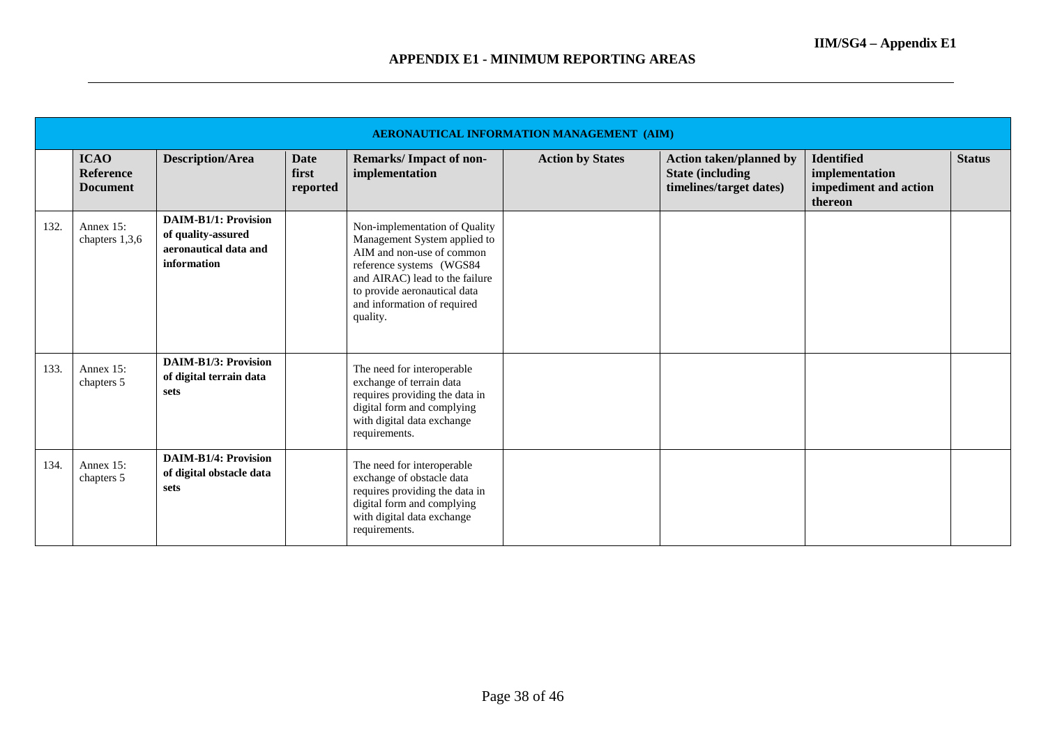## APPENDIX E1 - MINIMUM REPORTING AREAS

| AERONAUTICAL INFORMATION MANAGEMENT (AIM) | | | | | | | | |
|---|---|---|---|---|---|---|---|---|
| | **ICAO Reference Document** | **Description/Area** | **Date first reported** | **Remarks/ Impact of non-implementation** | **Action by States** | **Action taken/planned by State (including timelines/target dates)** | **Identified implementation impediment and action thereon** | **Status** |
| 132. | Annex 15: chapters 1,3,6 | **DAIM-B1/1: Provision of quality-assured aeronautical data and information** | | Non-implementation of Quality Management System applied to AIM and non-use of common reference systems (WGS84 and AIRAC) lead to the failure to provide aeronautical data and information of required quality. | | | | |
| 133. | Annex 15: chapters 5 | **DAIM-B1/3: Provision of digital terrain data sets** | | The need for interoperable exchange of terrain data requires providing the data in digital form and complying with digital data exchange requirements. | | | | |
| 134. | Annex 15: chapters 5 | **DAIM-B1/4: Provision of digital obstacle data sets** | | The need for interoperable exchange of obstacle data requires providing the data in digital form and complying with digital data exchange requirements. | | | | |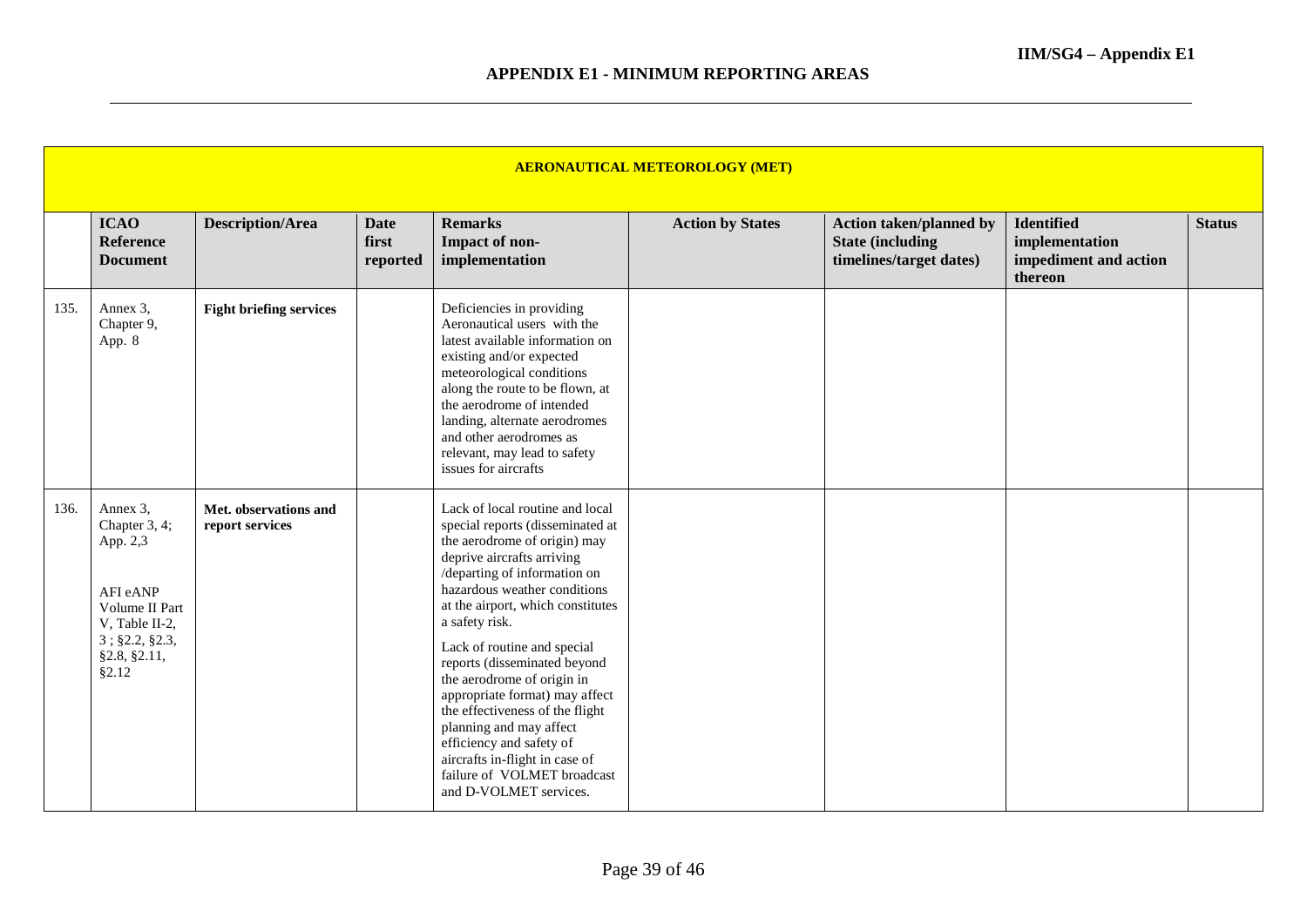## APPENDIX E1 - MINIMUM REPORTING AREAS

| AERONAUTICAL METEOROLOGY (MET) | | | | | | | | |
|---|---|---|---|---|---|---|---|---|
| | **ICAO Reference Document** | **Description/Area** | **Date first reported** | **Remarks Impact of non-implementation** | **Action by States** | **Action taken/planned by State (including timelines/target dates)** | **Identified implementation impediment and action thereon** | **Status** |
| 135. | Annex 3, Chapter 9, App. 8 | **Fight briefing services** | | Deficiencies in providing Aeronautical users with the latest available information on existing and/or expected meteorological conditions along the route to be flown, at the aerodrome of intended landing, alternate aerodromes and other aerodromes as relevant, may lead to safety issues for aircrafts | | | | |
| 136. | Annex 3, Chapter 3, 4; App. 2,3<br><br>AFI eANP Volume II Part V, Table II-2, 3 ; §2.2, §2.3, §2.8, §2.11, §2.12 | **Met. observations and report services** | | Lack of local routine and local special reports (disseminated at the aerodrome of origin) may deprive aircrafts arriving /departing of information on hazardous weather conditions at the airport, which constitutes a safety risk.<br><br>Lack of routine and special reports (disseminated beyond the aerodrome of origin in appropriate format) may affect the effectiveness of the flight planning and may affect efficiency and safety of aircrafts in-flight in case of failure of VOLMET broadcast and D-VOLMET services. | | | | |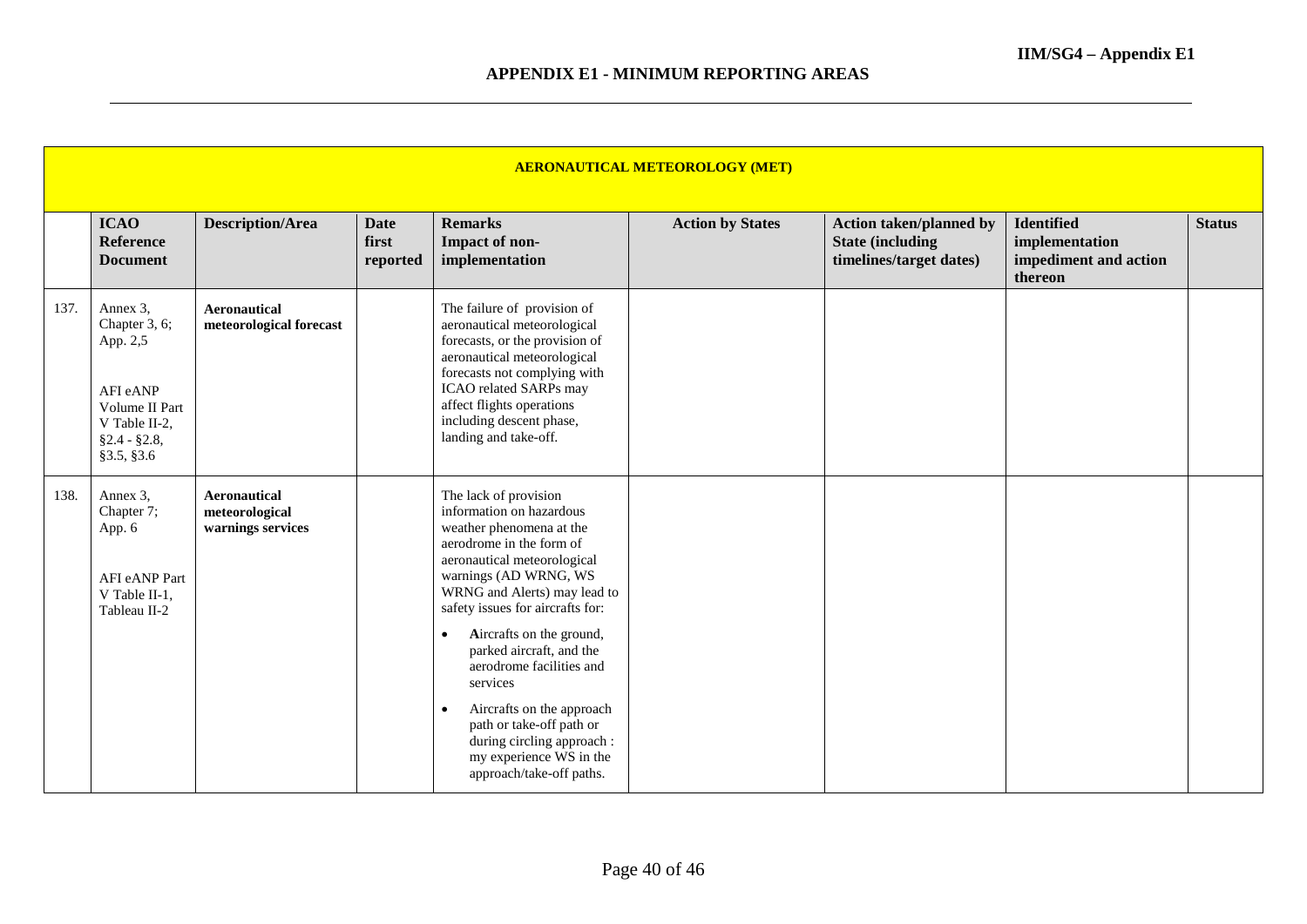## APPENDIX E1 - MINIMUM REPORTING AREAS

| AERONAUTICAL METEOROLOGY (MET) | | | | | | | | |
|---|---|---|---|---|---|---|---|---|
| | **ICAO Reference Document** | **Description/Area** | **Date first reported** | **Remarks Impact of non-implementation** | **Action by States** | **Action taken/planned by State (including timelines/target dates)** | **Identified implementation impediment and action thereon** | **Status** |
| 137. | Annex 3, Chapter 3, 6; App. 2,5<br><br>AFI eANP Volume II Part V Table II-2, §2.4 - §2.8, §3.5, §3.6 | **Aeronautical meteorological forecast** | | The failure of provision of aeronautical meteorological forecasts, or the provision of aeronautical meteorological forecasts not complying with ICAO related SARPs may affect flights operations including descent phase, landing and take-off. | | | | |
| 138. | Annex 3, Chapter 7; App. 6<br><br>AFI eANP Part V Table II-1, Tableau II-2 | **Aeronautical meteorological warnings services** | | The lack of provision information on hazardous weather phenomena at the aerodrome in the form of aeronautical meteorological warnings (AD WRNG, WS WRNG and Alerts) may lead to safety issues for aircrafts for:<br>• **A**ircrafts on the ground, parked aircraft, and the aerodrome facilities and services<br>• Aircrafts on the approach path or take-off path or during circling approach : my experience WS in the approach/take-off paths. | | | | |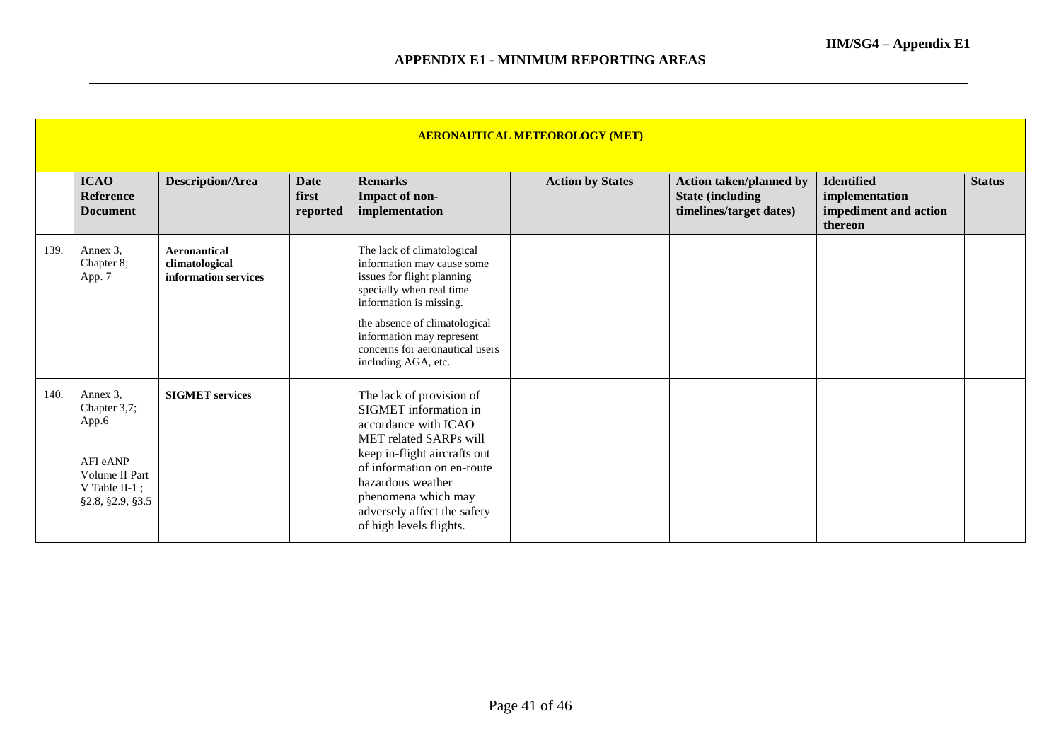## APPENDIX E1 - MINIMUM REPORTING AREAS

| AERONAUTICAL METEOROLOGY (MET) | | | | | | | | |
|---|---|---|---|---|---|---|---|---|
| | **ICAO Reference Document** | **Description/Area** | **Date first reported** | **Remarks Impact of non-implementation** | **Action by States** | **Action taken/planned by State (including timelines/target dates)** | **Identified implementation impediment and action thereon** | **Status** |
| 139. | Annex 3, Chapter 8; App. 7 | **Aeronautical climatological information services** | | The lack of climatological information may cause some issues for flight planning specially when real time information is missing.<br>the absence of climatological information may represent concerns for aeronautical users including AGA, etc. | | | | |
| 140. | Annex 3, Chapter 3,7; App.6<br>AFI eANP Volume II Part V Table II-1 ; §2.8, §2.9, §3.5 | **SIGMET services** | | The lack of provision of SIGMET information in accordance with ICAO MET related SARPs will keep in-flight aircrafts out of information on en-route hazardous weather phenomena which may adversely affect the safety of high levels flights. | | | | |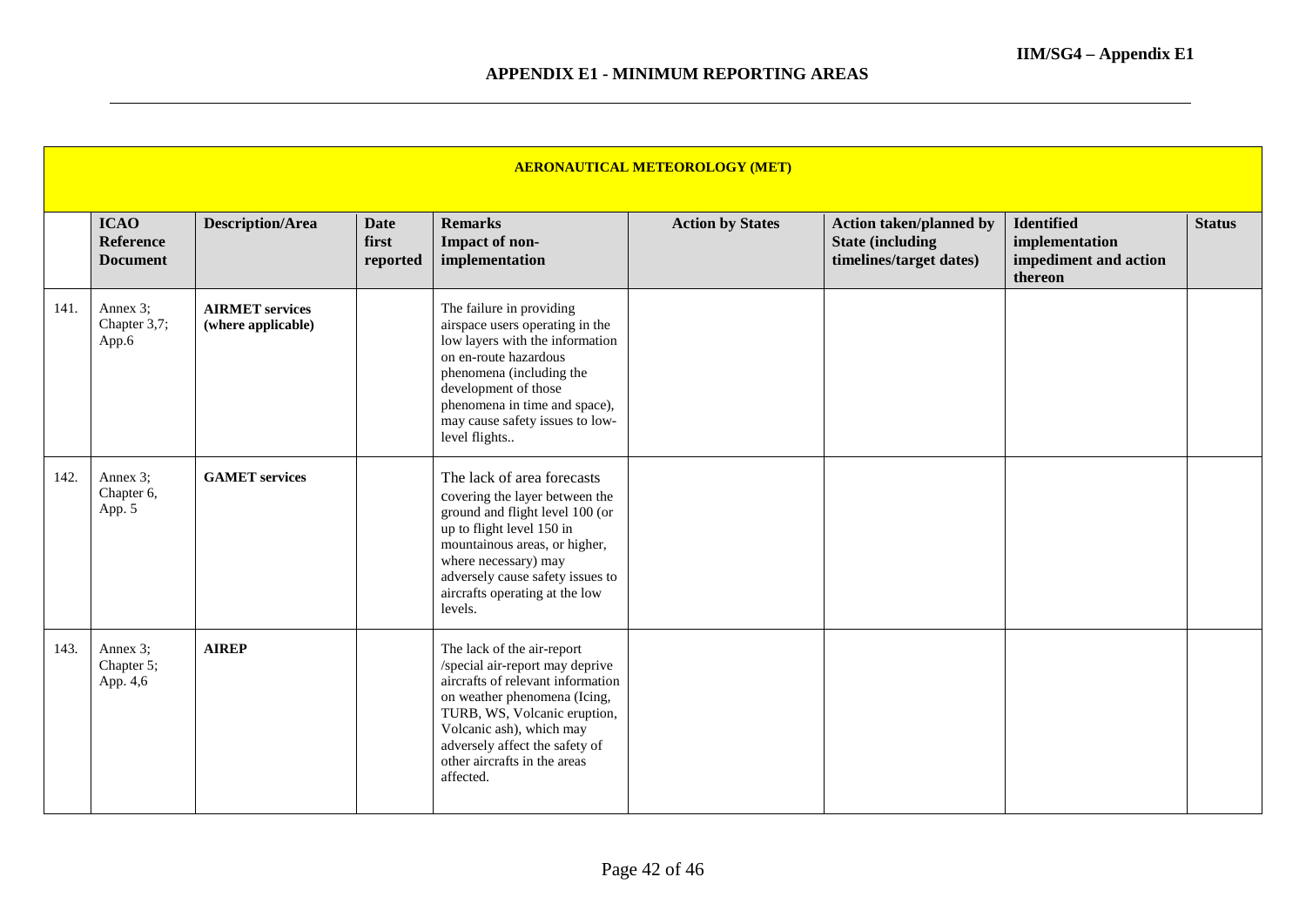## APPENDIX E1 - MINIMUM REPORTING AREAS

| AERONAUTICAL METEOROLOGY (MET) | | | | | | | | |
|---|---|---|---|---|---|---|---|---|
| | **ICAO Reference Document** | **Description/Area** | **Date first reported** | **Remarks Impact of non-implementation** | **Action by States** | **Action taken/planned by State (including timelines/target dates)** | **Identified implementation impediment and action thereon** | **Status** |
| 141. | Annex 3; Chapter 3,7; App.6 | **AIRMET services (where applicable)** | | The failure in providing airspace users operating in the low layers with the information on en-route hazardous phenomena (including the development of those phenomena in time and space), may cause safety issues to low-level flights.. | | | | |
| 142. | Annex 3; Chapter 6, App. 5 | **GAMET services** | | The lack of area forecasts covering the layer between the ground and flight level 100 (or up to flight level 150 in mountainous areas, or higher, where necessary) may adversely cause safety issues to aircrafts operating at the low levels. | | | | |
| 143. | Annex 3; Chapter 5; App. 4,6 | **AIREP** | | The lack of the air-report /special air-report may deprive aircrafts of relevant information on weather phenomena (Icing, TURB, WS, Volcanic eruption, Volcanic ash), which may adversely affect the safety of other aircrafts in the areas affected. | | | | |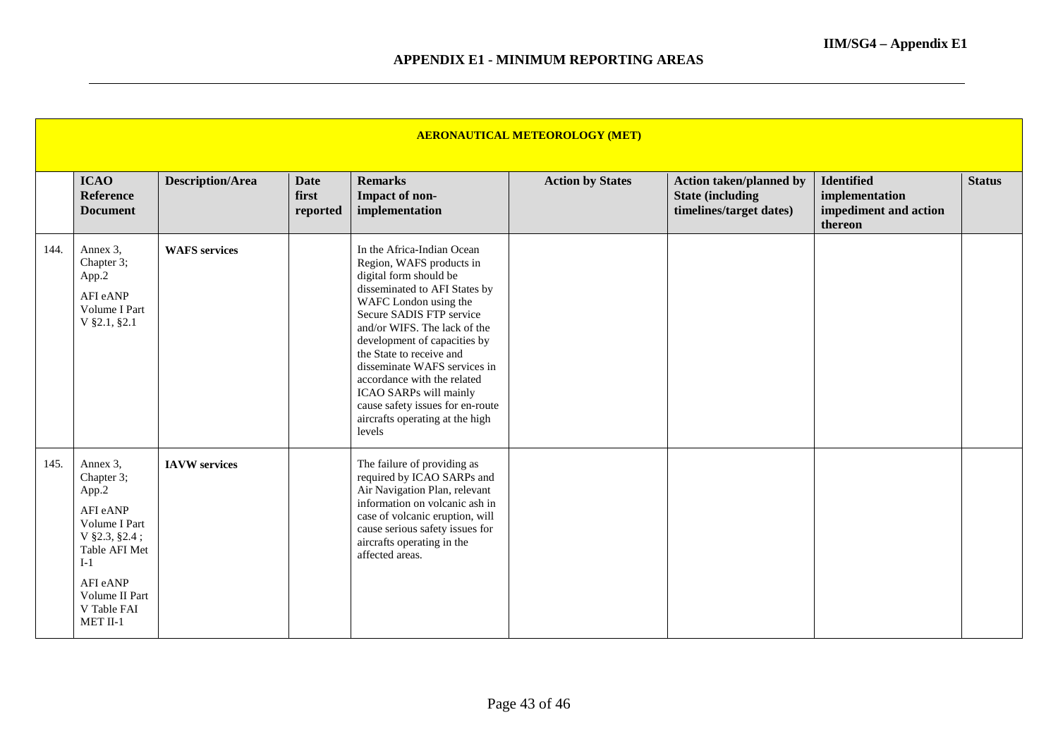## APPENDIX E1 - MINIMUM REPORTING AREAS

| AERONAUTICAL METEOROLOGY (MET) | | | | | | | | |
|---|---|---|---|---|---|---|---|---|
| | **ICAO Reference Document** | **Description/Area** | **Date first reported** | **Remarks Impact of non-implementation** | **Action by States** | **Action taken/planned by State (including timelines/target dates)** | **Identified implementation impediment and action thereon** | **Status** |
| 144. | Annex 3, Chapter 3; App.2<br>AFI eANP Volume I Part V §2.1, §2.1 | **WAFS services** | | In the Africa-Indian Ocean Region, WAFS products in digital form should be disseminated to AFI States by WAFC London using the Secure SADIS FTP service and/or WIFS. The lack of the development of capacities by the State to receive and disseminate WAFS services in accordance with the related ICAO SARPs will mainly cause safety issues for en-route aircrafts operating at the high levels | | | | |
| 145. | Annex 3, Chapter 3; App.2<br>AFI eANP Volume I Part V §2.3, §2.4 ; Table AFI Met I-1<br>AFI eANP Volume II Part V Table FAI MET II-1 | **IAVW services** | | The failure of providing as required by ICAO SARPs and Air Navigation Plan, relevant information on volcanic ash in case of volcanic eruption, will cause serious safety issues for aircrafts operating in the affected areas. | | | | |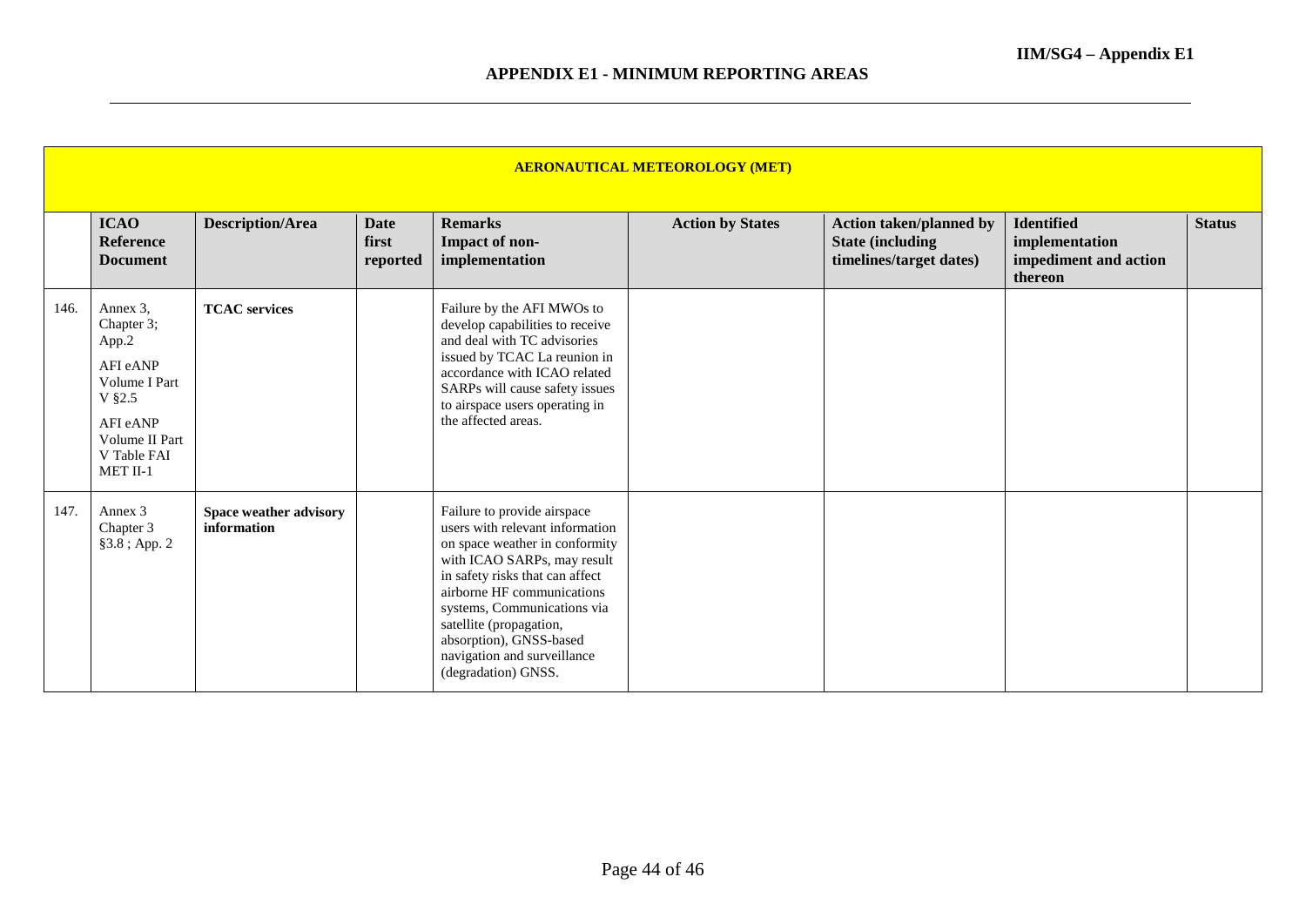## APPENDIX E1 - MINIMUM REPORTING AREAS

| AERONAUTICAL METEOROLOGY (MET) | | | | | | | | |
|---|---|---|---|---|---|---|---|---|
| | **ICAO Reference Document** | **Description/Area** | **Date first reported** | **Remarks Impact of non-implementation** | **Action by States** | **Action taken/planned by State (including timelines/target dates)** | **Identified implementation impediment and action thereon** | **Status** |
| 146. | Annex 3, Chapter 3; App.2<br>AFI eANP Volume I Part V §2.5<br>AFI eANP Volume II Part V Table FAI MET II-1 | **TCAC services** | | Failure by the AFI MWOs to develop capabilities to receive and deal with TC advisories issued by TCAC La reunion in accordance with ICAO related SARPs will cause safety issues to airspace users operating in the affected areas. | | | | |
| 147. | Annex 3 Chapter 3 §3.8 ; App. 2 | **Space weather advisory information** | | Failure to provide airspace users with relevant information on space weather in conformity with ICAO SARPs, may result in safety risks that can affect airborne HF communications systems, Communications via satellite (propagation, absorption), GNSS-based navigation and surveillance (degradation) GNSS. | | | | |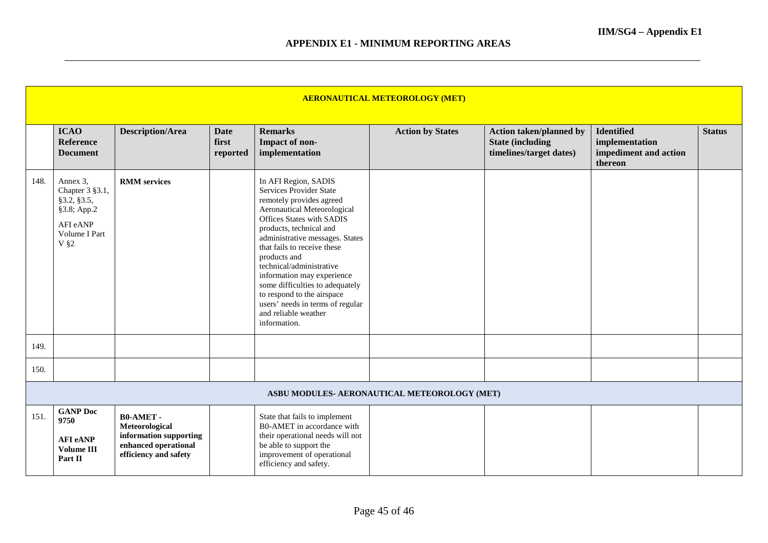## APPENDIX E1 - MINIMUM REPORTING AREAS

| | | | | | | | | |
|---|---|---|---|---|---|---|---|---|
| **AERONAUTICAL METEOROLOGY (MET)** | | | | | | | | |
| | **ICAO Reference Document** | **Description/Area** | **Date first reported** | **Remarks Impact of non-implementation** | **Action by States** | **Action taken/planned by State (including timelines/target dates)** | **Identified implementation impediment and action thereon** | **Status** |
| 148. | Annex 3, Chapter 3 §3.1, §3.2, §3.5, §3.8; App.2 AFI eANP Volume I Part V §2 | **RMM services** | | In AFI Region, SADIS Services Provider State remotely provides agreed Aeronautical Meteorological Offices States with SADIS products, technical and administrative messages. States that fails to receive these products and technical/administrative information may experience some difficulties to adequately to respond to the airspace users' needs in terms of regular and reliable weather information. | | | | |
| 149. | | | | | | | | |
| 150. | | | | | | | | |
| **ASBU MODULES- AERONAUTICAL METEOROLOGY (MET)** | | | | | | | | |
| 151. | **GANP Doc 9750** **AFI eANP Volume III Part II** | **B0-AMET - Meteorological information supporting enhanced operational efficiency and safety** | | State that fails to implement B0-AMET in accordance with their operational needs will not be able to support the improvement of operational efficiency and safety. | | | | |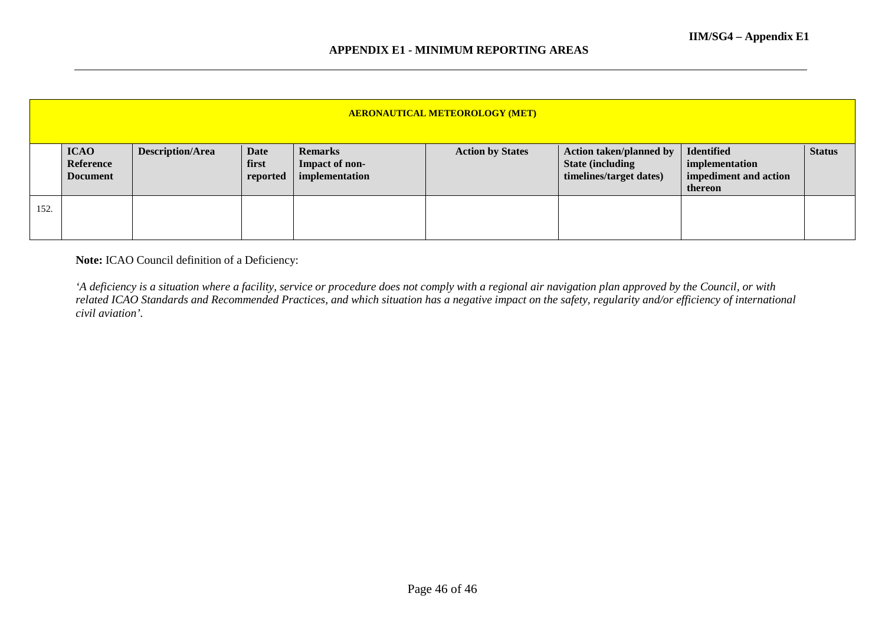## APPENDIX E1 - MINIMUM REPORTING AREAS

| AERONAUTICAL METEOROLOGY (MET) | | | | | | | | |
|---|---|---|---|---|---|---|---|---|
| | **ICAO Reference Document** | **Description/Area** | **Date first reported** | **Remarks Impact of non-implementation** | **Action by States** | **Action taken/planned by State (including timelines/target dates)** | **Identified implementation impediment and action thereon** | **Status** |
| 152. | | | | | | | | |

**Note:** ICAO Council definition of a Deficiency:

*'A deficiency is a situation where a facility, service or procedure does not comply with a regional air navigation plan approved by the Council, or with related ICAO Standards and Recommended Practices, and which situation has a negative impact on the safety, regularity and/or efficiency of international civil aviation'.*